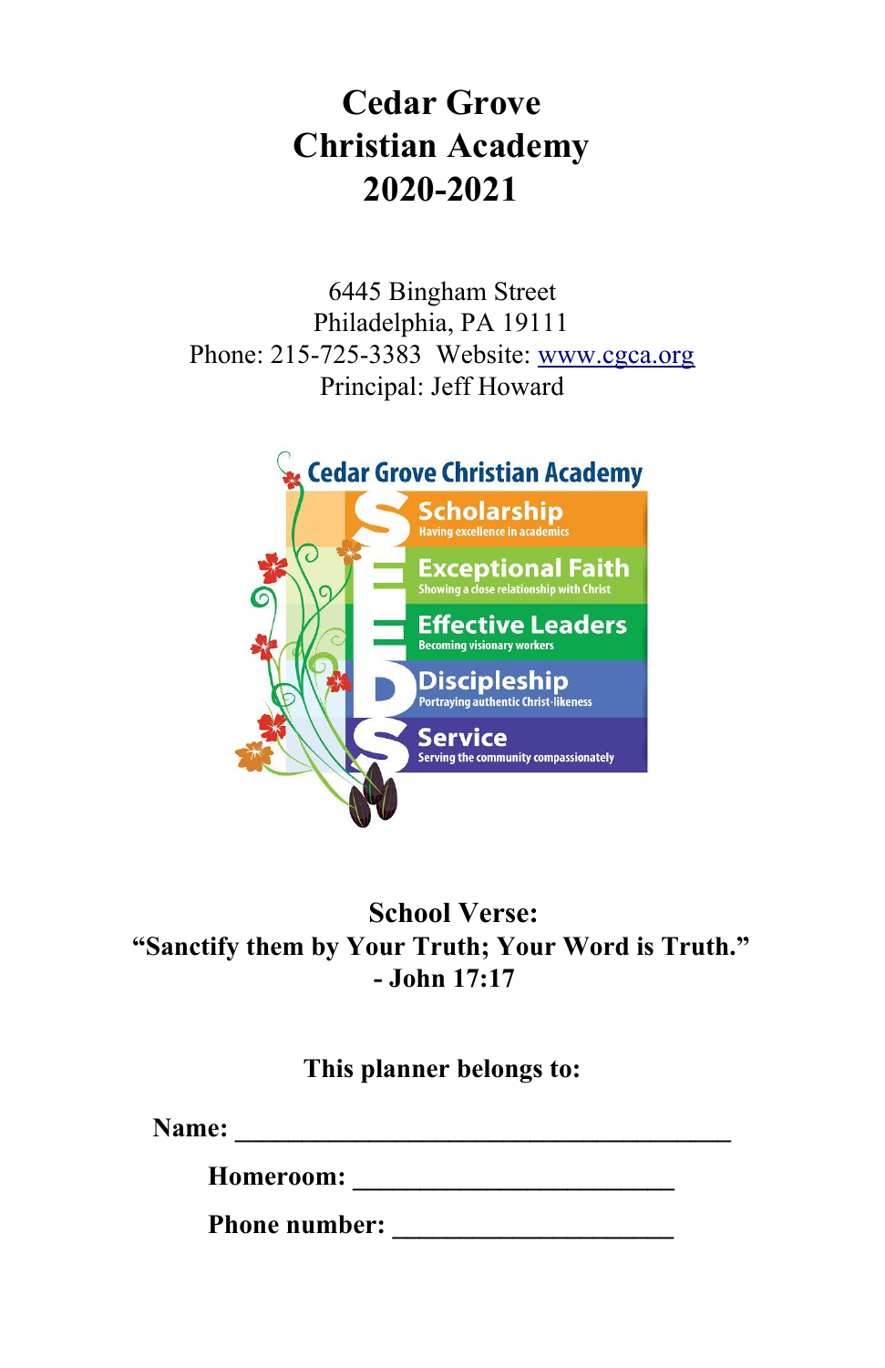# Cedar Grove Christian Academy 2020-2021

6445 Bingham Street
Philadelphia, PA 19111
Phone: 215-725-3383 Website: www.cgca.org
Principal: Jeff Howard

Cedar Grove Christian Academy

**Scholarship** – Having excellence in academics

**Exceptional Faith** – Showing a close relationship with Christ

**Effective Leaders** – Becoming visionary workers

**Discipleship** – Portraying authentic Christ-likeness

**Service** – Serving the community compassionately

**School Verse:**
**"Sanctify them by Your Truth; Your Word is Truth."**
**- John 17:17**

**This planner belongs to:**

**Name:** ________________________________________

**Homeroom:** __________________________

**Phone number:** ______________________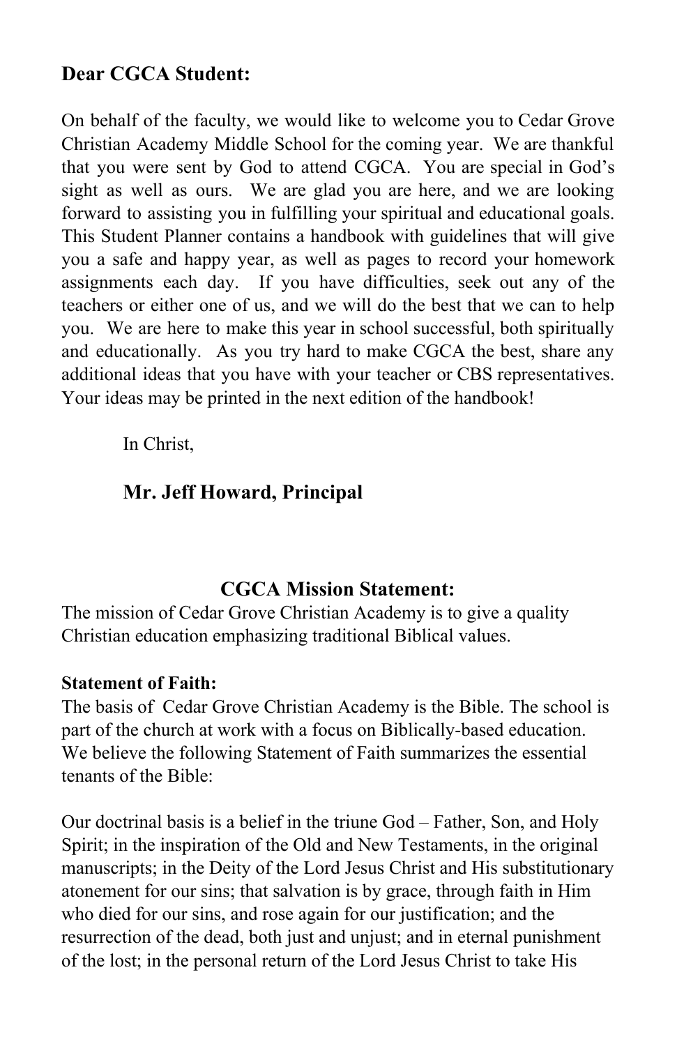## Dear CGCA Student:

On behalf of the faculty, we would like to welcome you to Cedar Grove Christian Academy Middle School for the coming year. We are thankful that you were sent by God to attend CGCA. You are special in God's sight as well as ours. We are glad you are here, and we are looking forward to assisting you in fulfilling your spiritual and educational goals. This Student Planner contains a handbook with guidelines that will give you a safe and happy year, as well as pages to record your homework assignments each day. If you have difficulties, seek out any of the teachers or either one of us, and we will do the best that we can to help you. We are here to make this year in school successful, both spiritually and educationally. As you try hard to make CGCA the best, share any additional ideas that you have with your teacher or CBS representatives. Your ideas may be printed in the next edition of the handbook!

In Christ,

**Mr. Jeff Howard, Principal**

## CGCA Mission Statement:

The mission of Cedar Grove Christian Academy is to give a quality Christian education emphasizing traditional Biblical values.

**Statement of Faith:**

The basis of Cedar Grove Christian Academy is the Bible. The school is part of the church at work with a focus on Biblically-based education. We believe the following Statement of Faith summarizes the essential tenants of the Bible:

Our doctrinal basis is a belief in the triune God – Father, Son, and Holy Spirit; in the inspiration of the Old and New Testaments, in the original manuscripts; in the Deity of the Lord Jesus Christ and His substitutionary atonement for our sins; that salvation is by grace, through faith in Him who died for our sins, and rose again for our justification; and the resurrection of the dead, both just and unjust; and in eternal punishment of the lost; in the personal return of the Lord Jesus Christ to take His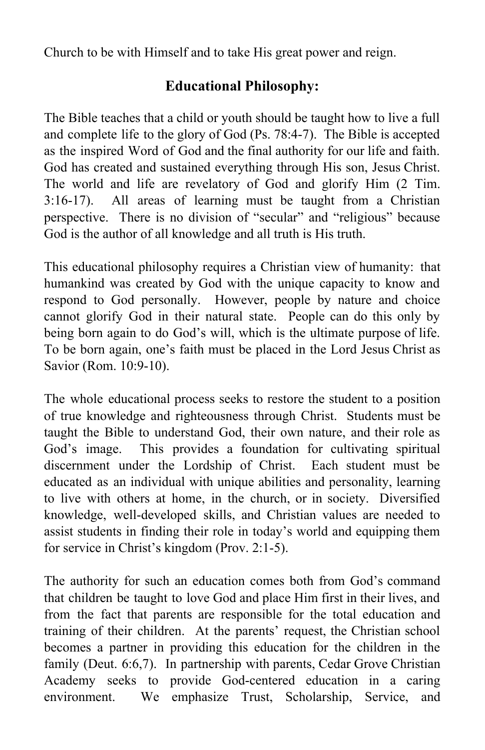Church to be with Himself and to take His great power and reign.

## Educational Philosophy:

The Bible teaches that a child or youth should be taught how to live a full and complete life to the glory of God (Ps. 78:4-7). The Bible is accepted as the inspired Word of God and the final authority for our life and faith. God has created and sustained everything through His son, Jesus Christ. The world and life are revelatory of God and glorify Him (2 Tim. 3:16-17). All areas of learning must be taught from a Christian perspective. There is no division of "secular" and "religious" because God is the author of all knowledge and all truth is His truth.

This educational philosophy requires a Christian view of humanity: that humankind was created by God with the unique capacity to know and respond to God personally. However, people by nature and choice cannot glorify God in their natural state. People can do this only by being born again to do God's will, which is the ultimate purpose of life. To be born again, one's faith must be placed in the Lord Jesus Christ as Savior (Rom. 10:9-10).

The whole educational process seeks to restore the student to a position of true knowledge and righteousness through Christ. Students must be taught the Bible to understand God, their own nature, and their role as God's image. This provides a foundation for cultivating spiritual discernment under the Lordship of Christ. Each student must be educated as an individual with unique abilities and personality, learning to live with others at home, in the church, or in society. Diversified knowledge, well-developed skills, and Christian values are needed to assist students in finding their role in today's world and equipping them for service in Christ's kingdom (Prov. 2:1-5).

The authority for such an education comes both from God's command that children be taught to love God and place Him first in their lives, and from the fact that parents are responsible for the total education and training of their children. At the parents' request, the Christian school becomes a partner in providing this education for the children in the family (Deut. 6:6,7). In partnership with parents, Cedar Grove Christian Academy seeks to provide God-centered education in a caring environment. We emphasize Trust, Scholarship, Service, and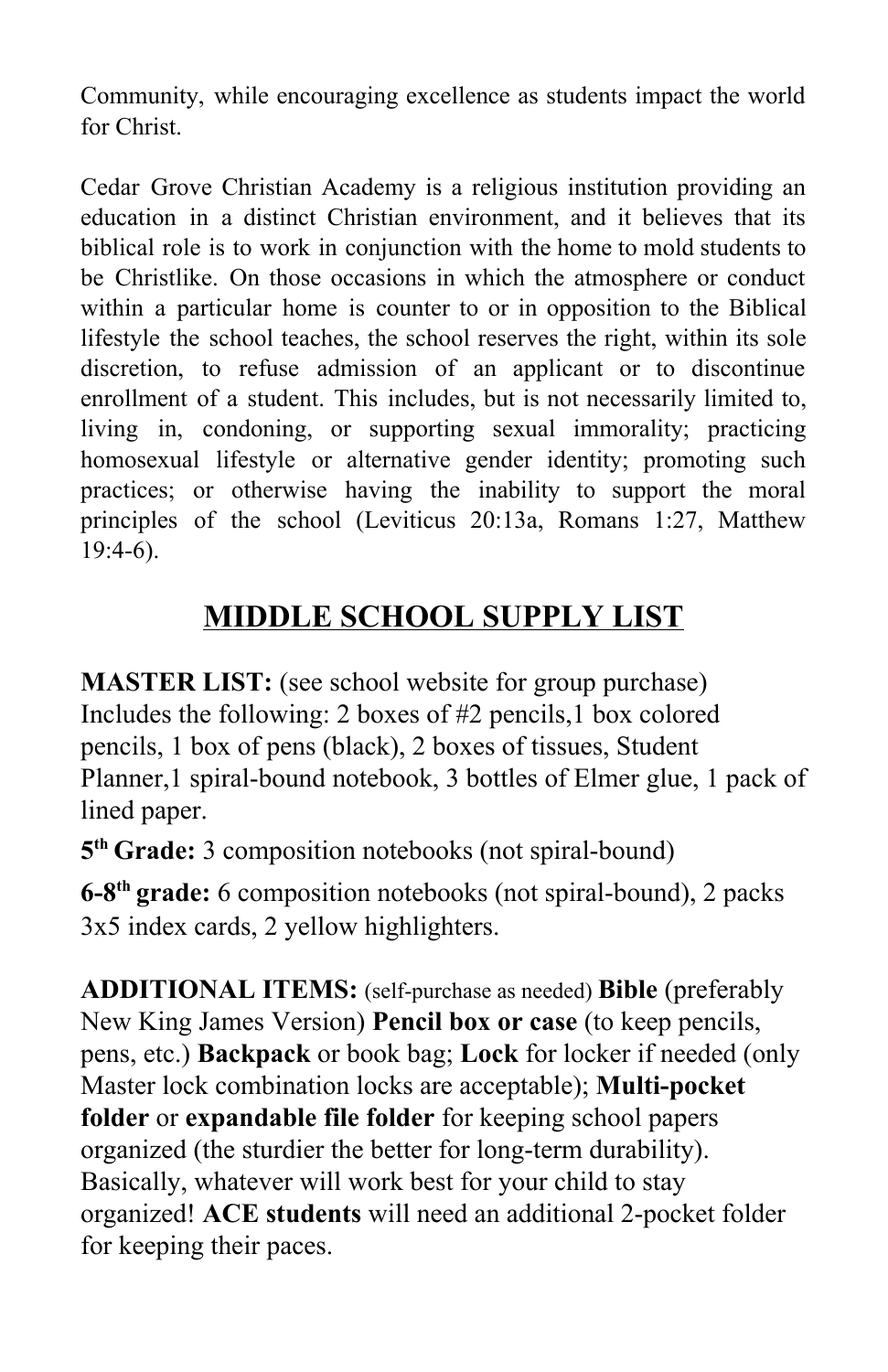Community, while encouraging excellence as students impact the world for Christ.

Cedar Grove Christian Academy is a religious institution providing an education in a distinct Christian environment, and it believes that its biblical role is to work in conjunction with the home to mold students to be Christlike. On those occasions in which the atmosphere or conduct within a particular home is counter to or in opposition to the Biblical lifestyle the school teaches, the school reserves the right, within its sole discretion, to refuse admission of an applicant or to discontinue enrollment of a student. This includes, but is not necessarily limited to, living in, condoning, or supporting sexual immorality; practicing homosexual lifestyle or alternative gender identity; promoting such practices; or otherwise having the inability to support the moral principles of the school (Leviticus 20:13a, Romans 1:27, Matthew 19:4-6).

## MIDDLE SCHOOL SUPPLY LIST

**MASTER LIST:** (see school website for group purchase) Includes the following: 2 boxes of #2 pencils,1 box colored pencils, 1 box of pens (black), 2 boxes of tissues, Student Planner,1 spiral-bound notebook, 3 bottles of Elmer glue, 1 pack of lined paper.

**5th Grade:** 3 composition notebooks (not spiral-bound)

**6-8th grade:** 6 composition notebooks (not spiral-bound), 2 packs 3x5 index cards, 2 yellow highlighters.

**ADDITIONAL ITEMS:** (self-purchase as needed) **Bible** (preferably New King James Version) **Pencil box or case** (to keep pencils, pens, etc.) **Backpack** or book bag; **Lock** for locker if needed (only Master lock combination locks are acceptable); **Multi-pocket folder** or **expandable file folder** for keeping school papers organized (the sturdier the better for long-term durability). Basically, whatever will work best for your child to stay organized! **ACE students** will need an additional 2-pocket folder for keeping their paces.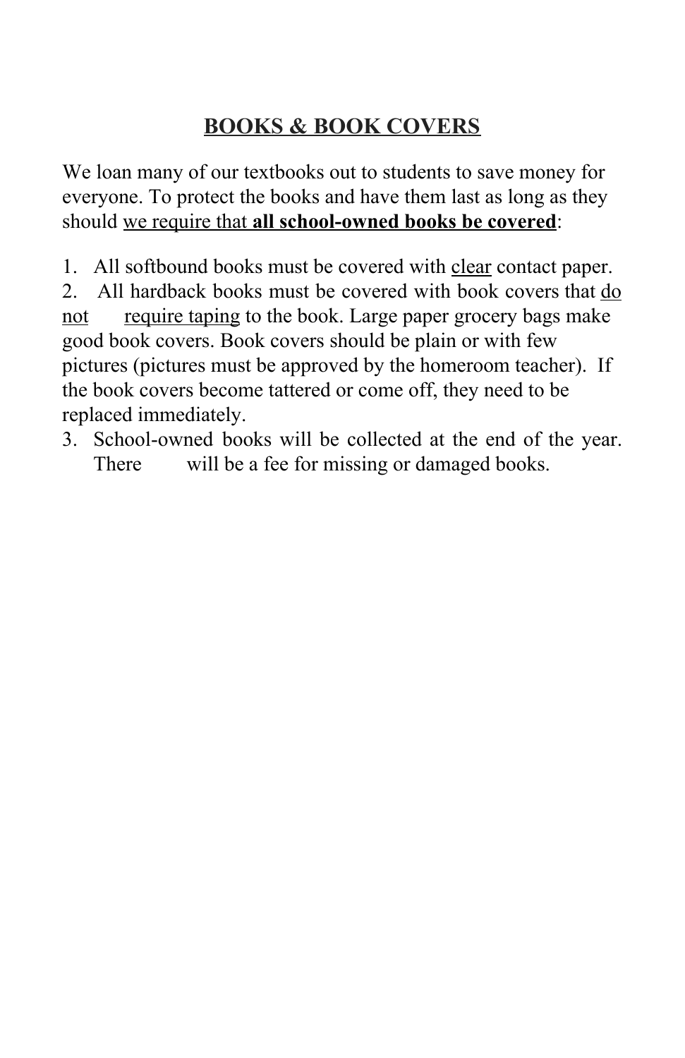## BOOKS & BOOK COVERS

We loan many of our textbooks out to students to save money for everyone. To protect the books and have them last as long as they should <u>we require that **all school-owned books be covered**</u>:

1. All softbound books must be covered with <u>clear</u> contact paper.
2. All hardback books must be covered with book covers that <u>do not require taping</u> to the book. Large paper grocery bags make good book covers. Book covers should be plain or with few pictures (pictures must be approved by the homeroom teacher). If the book covers become tattered or come off, they need to be replaced immediately.
3. School-owned books will be collected at the end of the year. There will be a fee for missing or damaged books.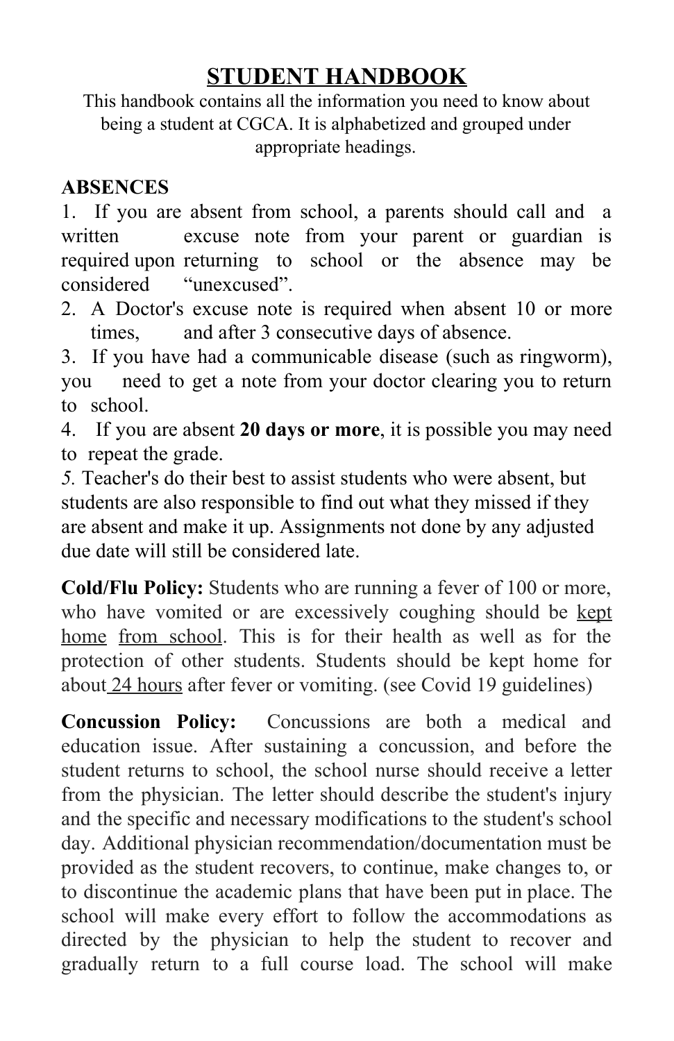# STUDENT HANDBOOK

This handbook contains all the information you need to know about being a student at CGCA. It is alphabetized and grouped under appropriate headings.

## ABSENCES

1. If you are absent from school, a parents should call and a written excuse note from your parent or guardian is required upon returning to school or the absence may be considered "unexcused".
2. A Doctor's excuse note is required when absent 10 or more times, and after 3 consecutive days of absence.
3. If you have had a communicable disease (such as ringworm), you need to get a note from your doctor clearing you to return to school.
4. If you are absent **20 days or more**, it is possible you may need to repeat the grade.
5. Teacher's do their best to assist students who were absent, but students are also responsible to find out what they missed if they are absent and make it up. Assignments not done by any adjusted due date will still be considered late.

**Cold/Flu Policy:** Students who are running a fever of 100 or more, who have vomited or are excessively coughing should be <u>kept home from school</u>. This is for their health as well as for the protection of other students. Students should be kept home for about <u>24 hours</u> after fever or vomiting. (see Covid 19 guidelines)

**Concussion Policy:** Concussions are both a medical and education issue. After sustaining a concussion, and before the student returns to school, the school nurse should receive a letter from the physician. The letter should describe the student's injury and the specific and necessary modifications to the student's school day. Additional physician recommendation/documentation must be provided as the student recovers, to continue, make changes to, or to discontinue the academic plans that have been put in place. The school will make every effort to follow the accommodations as directed by the physician to help the student to recover and gradually return to a full course load. The school will make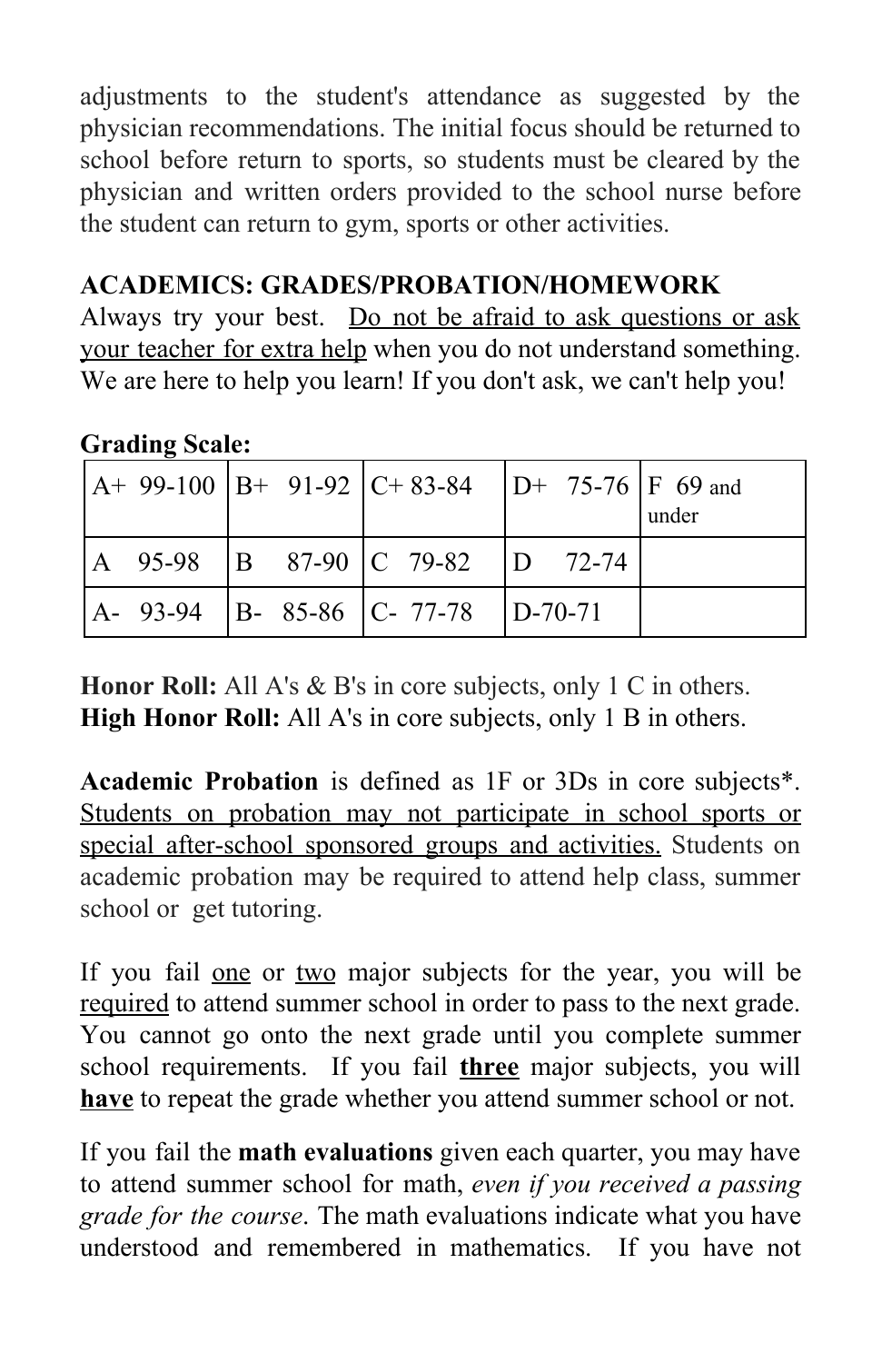adjustments to the student's attendance as suggested by the physician recommendations. The initial focus should be returned to school before return to sports, so students must be cleared by the physician and written orders provided to the school nurse before the student can return to gym, sports or other activities.

**ACADEMICS: GRADES/PROBATION/HOMEWORK**

Always try your best. Do not be afraid to ask questions or ask your teacher for extra help when you do not understand something. We are here to help you learn! If you don't ask, we can't help you!

**Grading Scale:**

| | | | | |
|---|---|---|---|---|
| A+ 99-100 | B+ 91-92 | C+ 83-84 | D+ 75-76 | F 69 and under |
| A 95-98 | B 87-90 | C 79-82 | D 72-74 | |
| A- 93-94 | B- 85-86 | C- 77-78 | D-70-71 | |

**Honor Roll:** All A's & B's in core subjects, only 1 C in others.
**High Honor Roll:** All A's in core subjects, only 1 B in others.

**Academic Probation** is defined as 1F or 3Ds in core subjects*. Students on probation may not participate in school sports or special after-school sponsored groups and activities. Students on academic probation may be required to attend help class, summer school or get tutoring.

If you fail one or two major subjects for the year, you will be required to attend summer school in order to pass to the next grade. You cannot go onto the next grade until you complete summer school requirements. If you fail **three** major subjects, you will **have** to repeat the grade whether you attend summer school or not.

If you fail the **math evaluations** given each quarter, you may have to attend summer school for math, *even if you received a passing grade for the course*. The math evaluations indicate what you have understood and remembered in mathematics. If you have not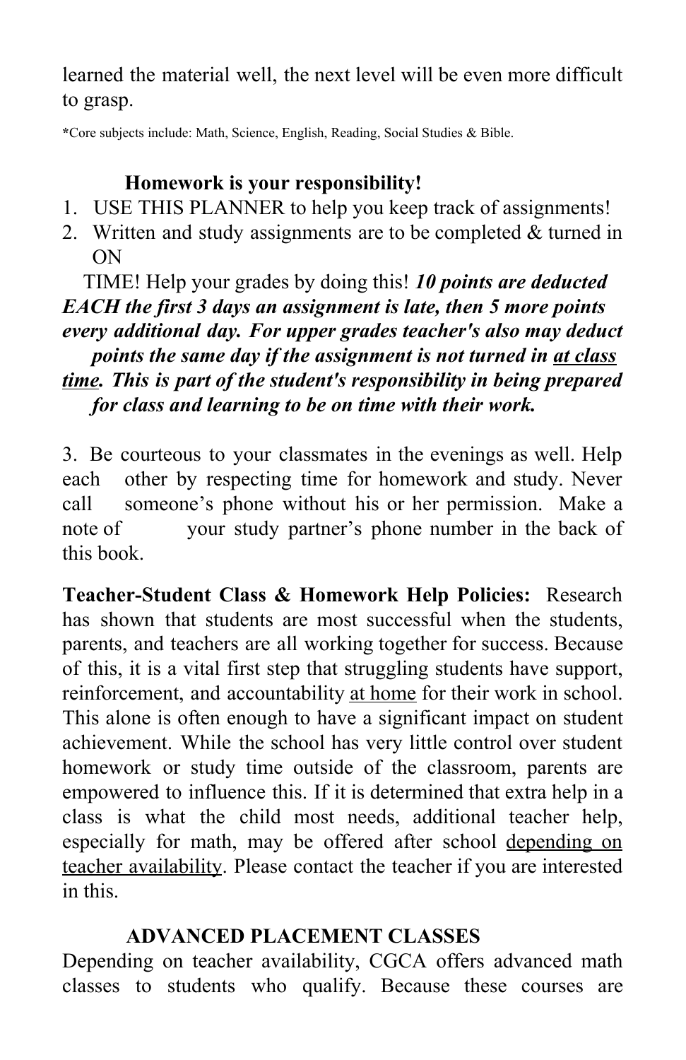learned the material well, the next level will be even more difficult to grasp.

*Core subjects include: Math, Science, English, Reading, Social Studies & Bible.

**Homework is your responsibility!**

1. USE THIS PLANNER to help you keep track of assignments!
2. Written and study assignments are to be completed & turned in ON TIME! Help your grades by doing this! ***10 points are deducted EACH the first 3 days an assignment is late, then 5 more points every additional day. For upper grades teacher's also may deduct points the same day if the assignment is not turned in at class time. This is part of the student's responsibility in being prepared for class and learning to be on time with their work.***
3. Be courteous to your classmates in the evenings as well. Help each other by respecting time for homework and study. Never call someone's phone without his or her permission. Make a note of your study partner's phone number in the back of this book.

**Teacher-Student Class & Homework Help Policies:** Research has shown that students are most successful when the students, parents, and teachers are all working together for success. Because of this, it is a vital first step that struggling students have support, reinforcement, and accountability at home for their work in school. This alone is often enough to have a significant impact on student achievement. While the school has very little control over student homework or study time outside of the classroom, parents are empowered to influence this. If it is determined that extra help in a class is what the child most needs, additional teacher help, especially for math, may be offered after school depending on teacher availability. Please contact the teacher if you are interested in this.

**ADVANCED PLACEMENT CLASSES**

Depending on teacher availability, CGCA offers advanced math classes to students who qualify. Because these courses are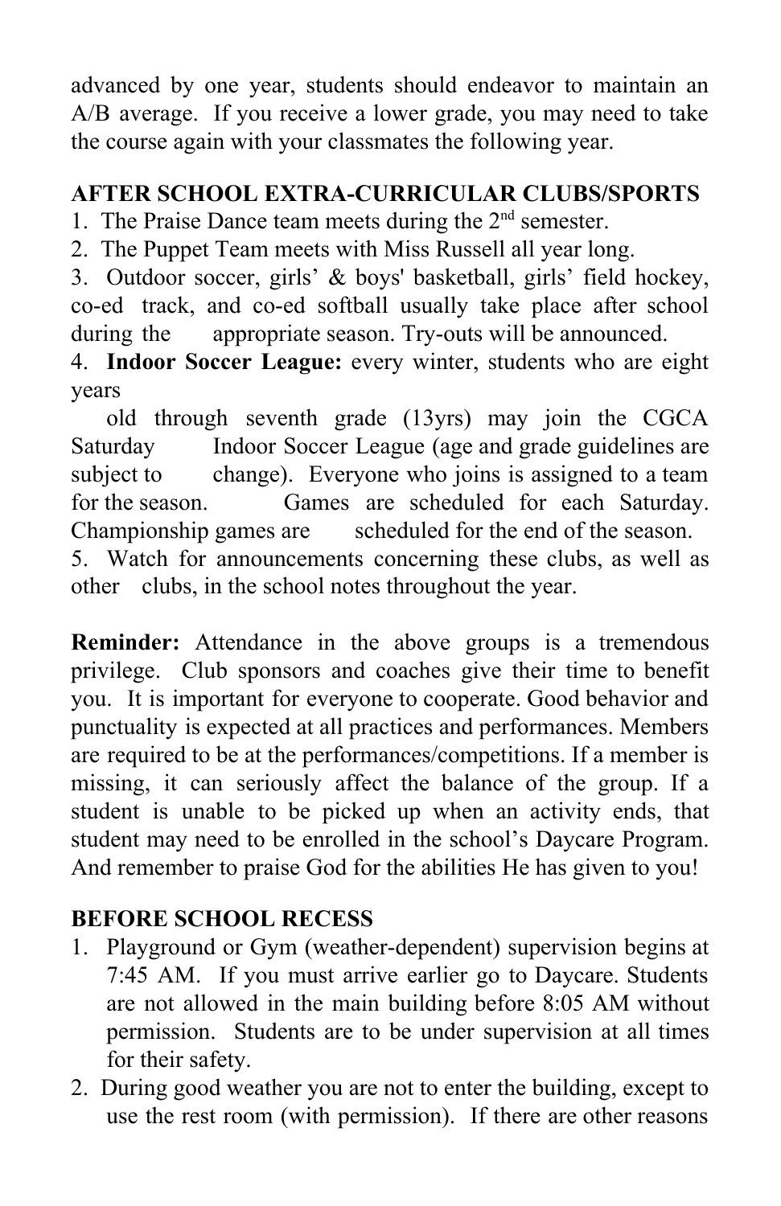advanced by one year, students should endeavor to maintain an A/B average. If you receive a lower grade, you may need to take the course again with your classmates the following year.

**AFTER SCHOOL EXTRA-CURRICULAR CLUBS/SPORTS**

1. The Praise Dance team meets during the 2nd semester.
2. The Puppet Team meets with Miss Russell all year long.
3. Outdoor soccer, girls' & boys' basketball, girls' field hockey, co-ed track, and co-ed softball usually take place after school during the appropriate season. Try-outs will be announced.
4. **Indoor Soccer League:** every winter, students who are eight years old through seventh grade (13yrs) may join the CGCA Saturday Indoor Soccer League (age and grade guidelines are subject to change). Everyone who joins is assigned to a team for the season. Games are scheduled for each Saturday. Championship games are scheduled for the end of the season.
5. Watch for announcements concerning these clubs, as well as other clubs, in the school notes throughout the year.

**Reminder:** Attendance in the above groups is a tremendous privilege. Club sponsors and coaches give their time to benefit you. It is important for everyone to cooperate. Good behavior and punctuality is expected at all practices and performances. Members are required to be at the performances/competitions. If a member is missing, it can seriously affect the balance of the group. If a student is unable to be picked up when an activity ends, that student may need to be enrolled in the school's Daycare Program. And remember to praise God for the abilities He has given to you!

**BEFORE SCHOOL RECESS**

1. Playground or Gym (weather-dependent) supervision begins at 7:45 AM. If you must arrive earlier go to Daycare. Students are not allowed in the main building before 8:05 AM without permission. Students are to be under supervision at all times for their safety.
2. During good weather you are not to enter the building, except to use the rest room (with permission). If there are other reasons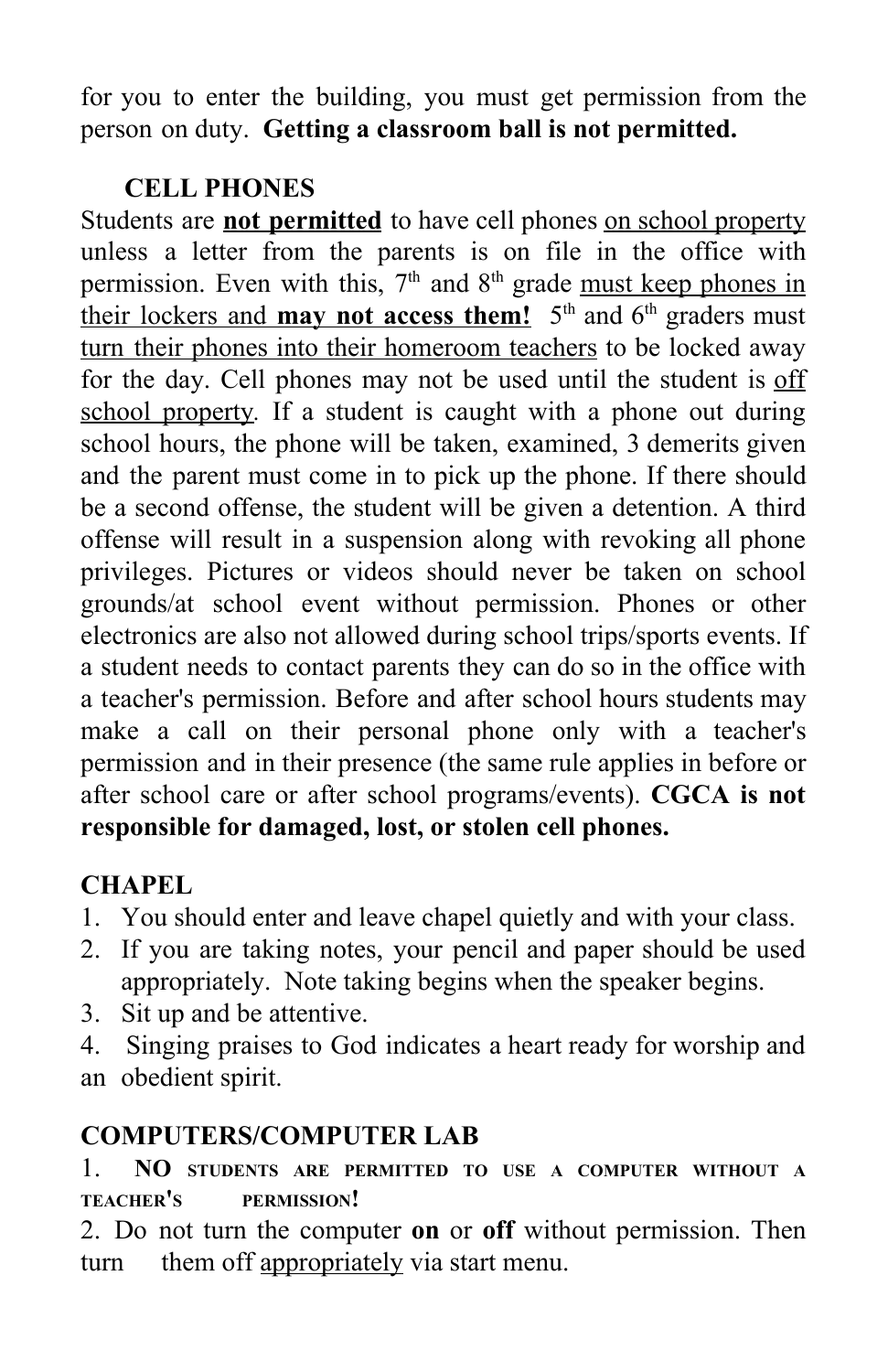for you to enter the building, you must get permission from the person on duty. **Getting a classroom ball is not permitted.**

## CELL PHONES

Students are **not permitted** to have cell phones on school property unless a letter from the parents is on file in the office with permission. Even with this, 7th and 8th grade must keep phones in their lockers and **may not access them!** 5th and 6th graders must turn their phones into their homeroom teachers to be locked away for the day. Cell phones may not be used until the student is off school property. If a student is caught with a phone out during school hours, the phone will be taken, examined, 3 demerits given and the parent must come in to pick up the phone. If there should be a second offense, the student will be given a detention. A third offense will result in a suspension along with revoking all phone privileges. Pictures or videos should never be taken on school grounds/at school event without permission. Phones or other electronics are also not allowed during school trips/sports events. If a student needs to contact parents they can do so in the office with a teacher's permission. Before and after school hours students may make a call on their personal phone only with a teacher's permission and in their presence (the same rule applies in before or after school care or after school programs/events). **CGCA is not responsible for damaged, lost, or stolen cell phones.**

## CHAPEL

1. You should enter and leave chapel quietly and with your class.
2. If you are taking notes, your pencil and paper should be used appropriately. Note taking begins when the speaker begins.
3. Sit up and be attentive.
4. Singing praises to God indicates a heart ready for worship and an obedient spirit.

## COMPUTERS/COMPUTER LAB

1. **NO STUDENTS ARE PERMITTED TO USE A COMPUTER WITHOUT A TEACHER'S PERMISSION!**
2. Do not turn the computer **on** or **off** without permission. Then turn them off appropriately via start menu.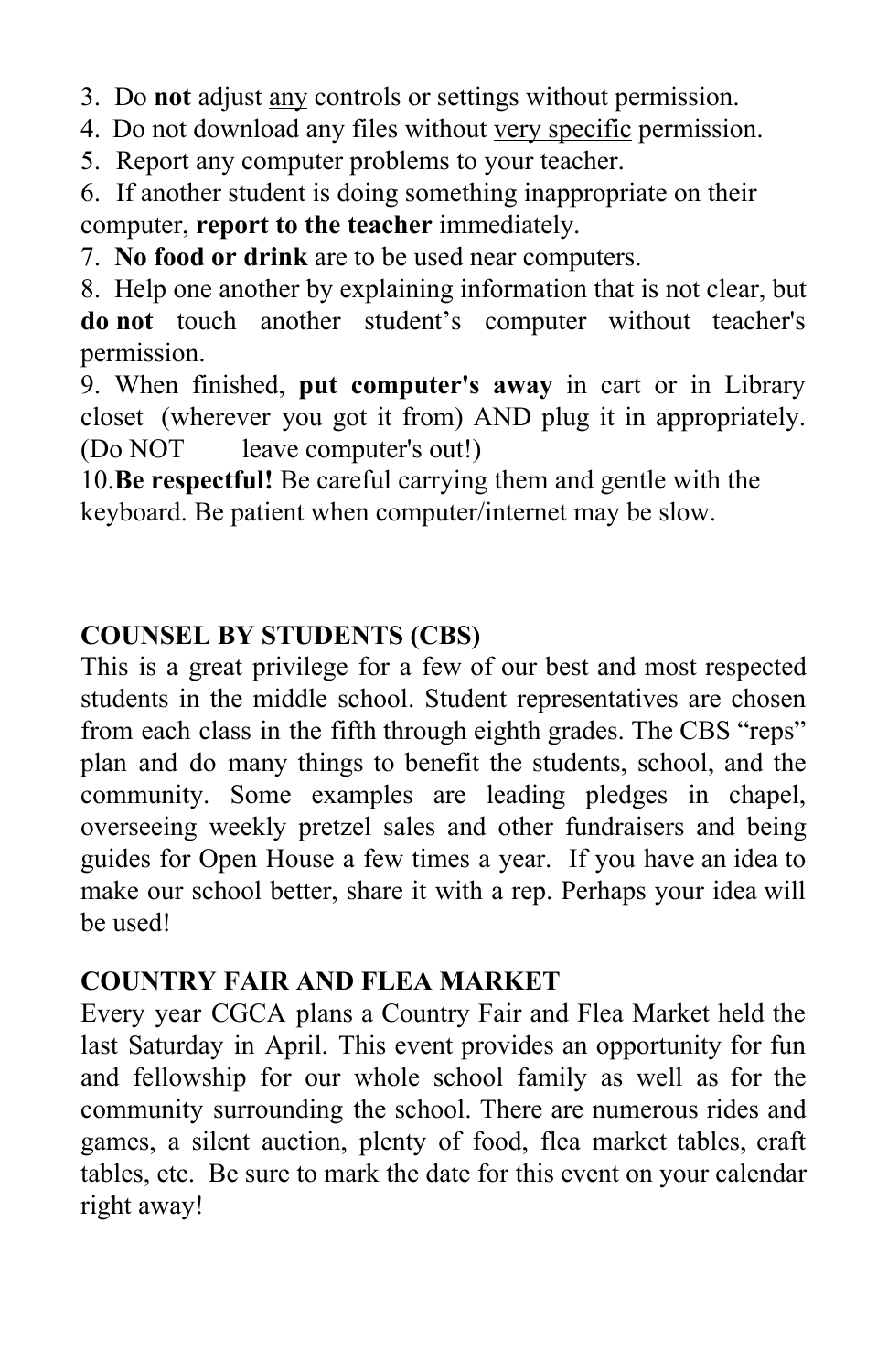3. Do **not** adjust any controls or settings without permission.
4. Do not download any files without very specific permission.
5. Report any computer problems to your teacher.
6. If another student is doing something inappropriate on their computer, **report to the teacher** immediately.
7. **No food or drink** are to be used near computers.
8. Help one another by explaining information that is not clear, but **do not** touch another student's computer without teacher's permission.
9. When finished, **put computer's away** in cart or in Library closet (wherever you got it from) AND plug it in appropriately. (Do NOT leave computer's out!)
10. **Be respectful!** Be careful carrying them and gentle with the keyboard. Be patient when computer/internet may be slow.

**COUNSEL BY STUDENTS (CBS)**

This is a great privilege for a few of our best and most respected students in the middle school. Student representatives are chosen from each class in the fifth through eighth grades. The CBS "reps" plan and do many things to benefit the students, school, and the community. Some examples are leading pledges in chapel, overseeing weekly pretzel sales and other fundraisers and being guides for Open House a few times a year. If you have an idea to make our school better, share it with a rep. Perhaps your idea will be used!

**COUNTRY FAIR AND FLEA MARKET**

Every year CGCA plans a Country Fair and Flea Market held the last Saturday in April. This event provides an opportunity for fun and fellowship for our whole school family as well as for the community surrounding the school. There are numerous rides and games, a silent auction, plenty of food, flea market tables, craft tables, etc. Be sure to mark the date for this event on your calendar right away!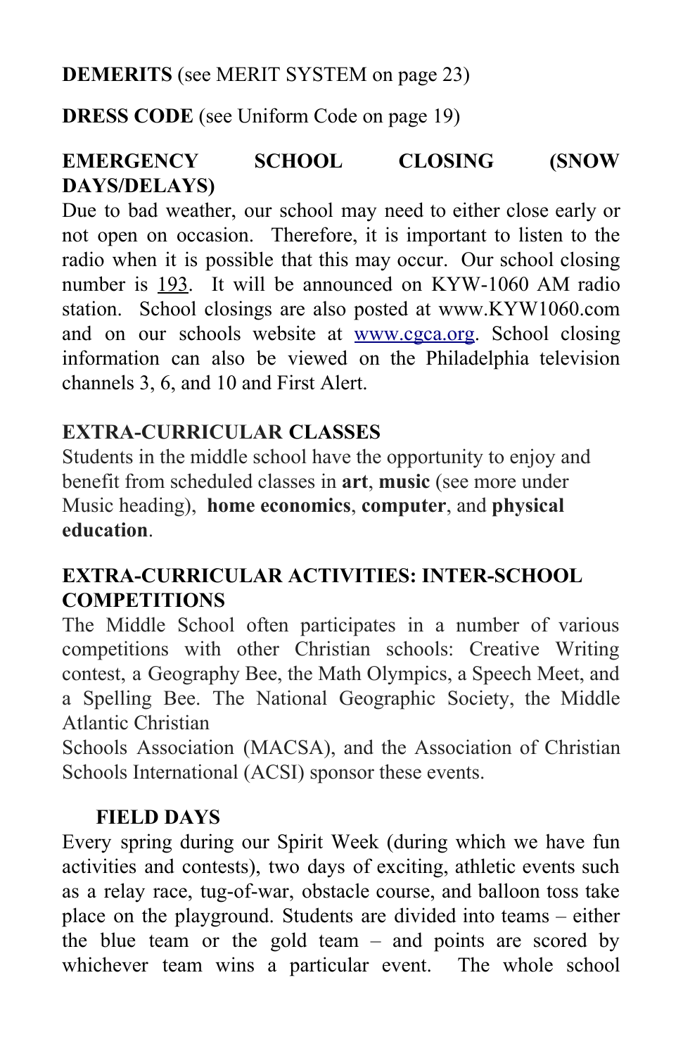**DEMERITS** (see MERIT SYSTEM on page 23)

**DRESS CODE** (see Uniform Code on page 19)

**EMERGENCY SCHOOL CLOSING (SNOW DAYS/DELAYS)**

Due to bad weather, our school may need to either close early or not open on occasion. Therefore, it is important to listen to the radio when it is possible that this may occur. Our school closing number is 193. It will be announced on KYW-1060 AM radio station. School closings are also posted at www.KYW1060.com and on our schools website at www.cgca.org. School closing information can also be viewed on the Philadelphia television channels 3, 6, and 10 and First Alert.

**EXTRA-CURRICULAR CLASSES**

Students in the middle school have the opportunity to enjoy and benefit from scheduled classes in **art**, **music** (see more under Music heading), **home economics**, **computer**, and **physical education**.

**EXTRA-CURRICULAR ACTIVITIES: INTER-SCHOOL COMPETITIONS**

The Middle School often participates in a number of various competitions with other Christian schools: Creative Writing contest, a Geography Bee, the Math Olympics, a Speech Meet, and a Spelling Bee. The National Geographic Society, the Middle Atlantic Christian Schools Association (MACSA), and the Association of Christian Schools International (ACSI) sponsor these events.

**FIELD DAYS**

Every spring during our Spirit Week (during which we have fun activities and contests), two days of exciting, athletic events such as a relay race, tug-of-war, obstacle course, and balloon toss take place on the playground. Students are divided into teams – either the blue team or the gold team – and points are scored by whichever team wins a particular event. The whole school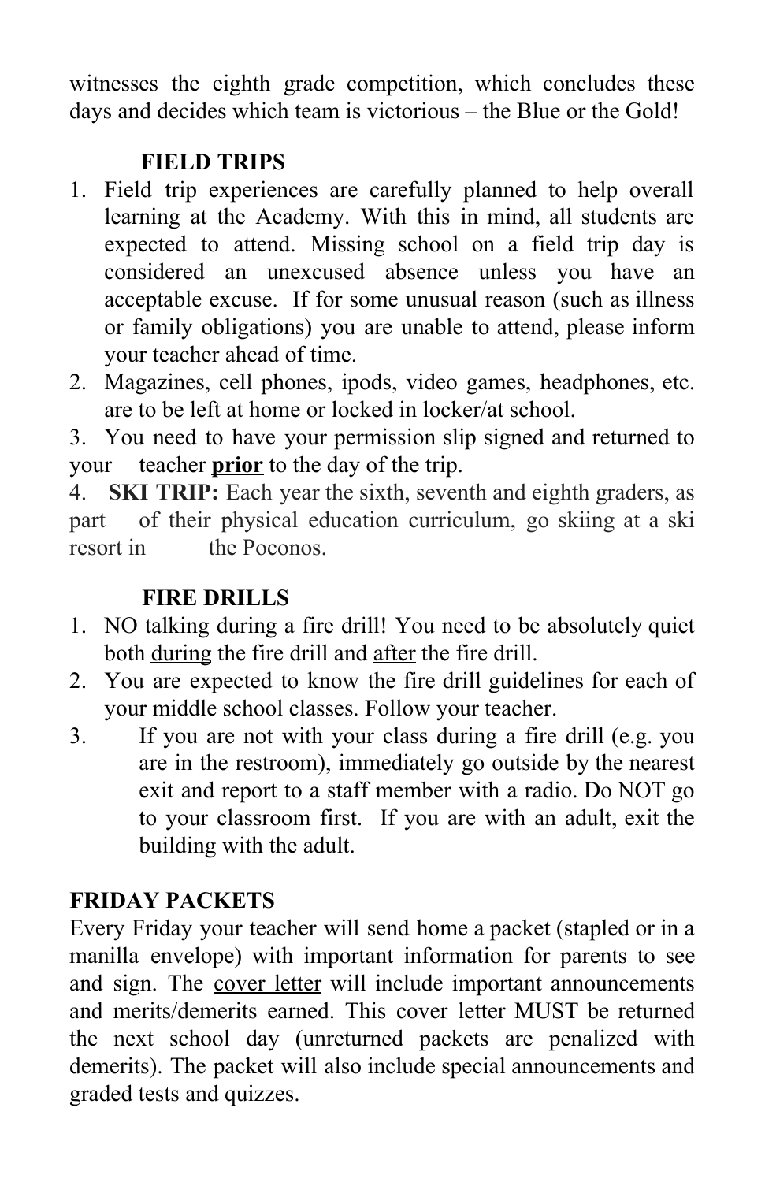witnesses the eighth grade competition, which concludes these days and decides which team is victorious – the Blue or the Gold!

## FIELD TRIPS

1. Field trip experiences are carefully planned to help overall learning at the Academy. With this in mind, all students are expected to attend. Missing school on a field trip day is considered an unexcused absence unless you have an acceptable excuse. If for some unusual reason (such as illness or family obligations) you are unable to attend, please inform your teacher ahead of time.
2. Magazines, cell phones, ipods, video games, headphones, etc. are to be left at home or locked in locker/at school.
3. You need to have your permission slip signed and returned to your teacher <u>**prior**</u> to the day of the trip.
4. **SKI TRIP:** Each year the sixth, seventh and eighth graders, as part of their physical education curriculum, go skiing at a ski resort in the Poconos.

## FIRE DRILLS

1. NO talking during a fire drill! You need to be absolutely quiet both <u>during</u> the fire drill and <u>after</u> the fire drill.
2. You are expected to know the fire drill guidelines for each of your middle school classes. Follow your teacher.
3. If you are not with your class during a fire drill (e.g. you are in the restroom), immediately go outside by the nearest exit and report to a staff member with a radio. Do NOT go to your classroom first. If you are with an adult, exit the building with the adult.

## FRIDAY PACKETS

Every Friday your teacher will send home a packet (stapled or in a manilla envelope) with important information for parents to see and sign. The <u>cover letter</u> will include important announcements and merits/demerits earned. This cover letter MUST be returned the next school day (unreturned packets are penalized with demerits). The packet will also include special announcements and graded tests and quizzes.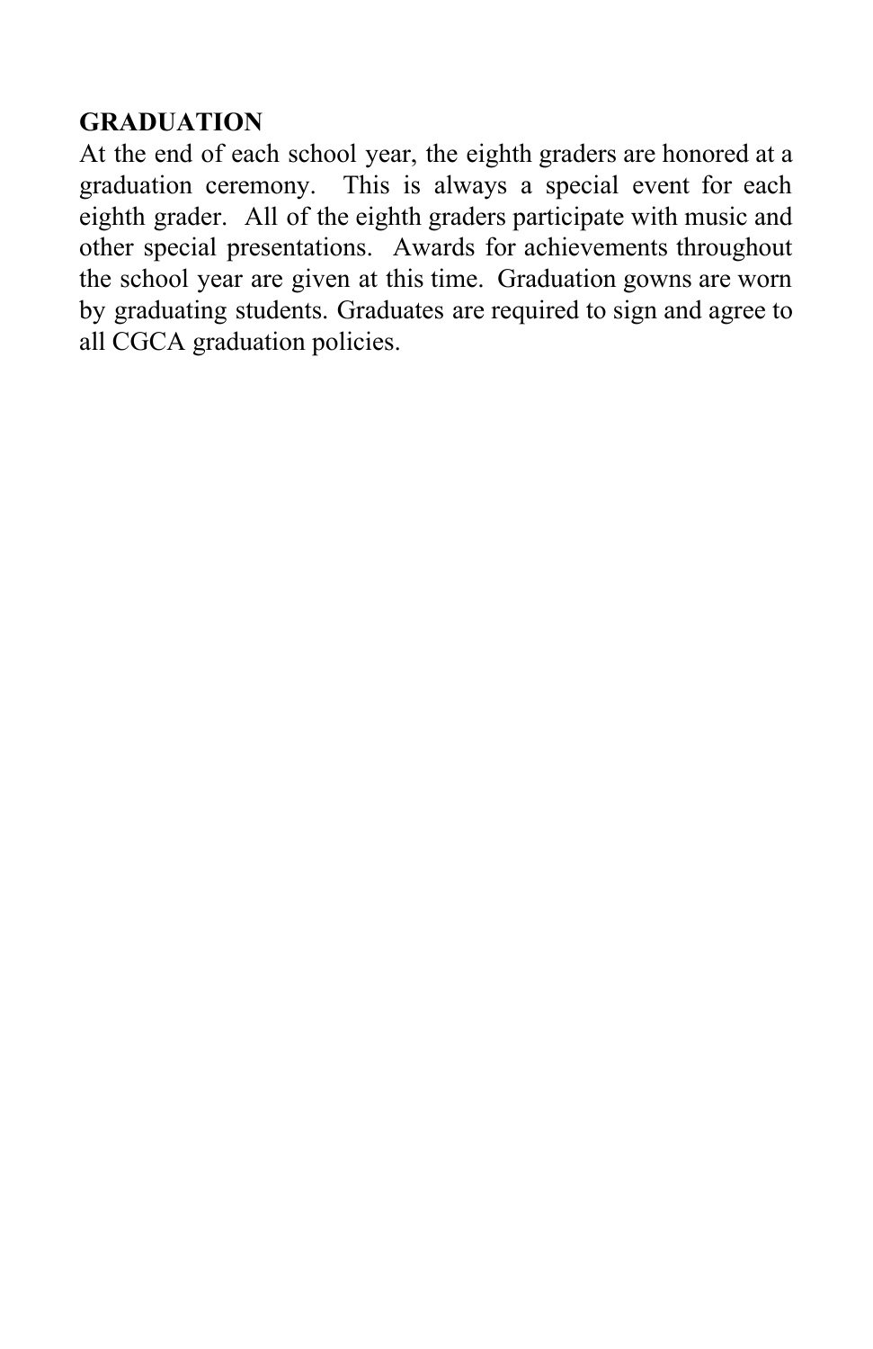**GRADUATION**

At the end of each school year, the eighth graders are honored at a graduation ceremony. This is always a special event for each eighth grader. All of the eighth graders participate with music and other special presentations. Awards for achievements throughout the school year are given at this time. Graduation gowns are worn by graduating students. Graduates are required to sign and agree to all CGCA graduation policies.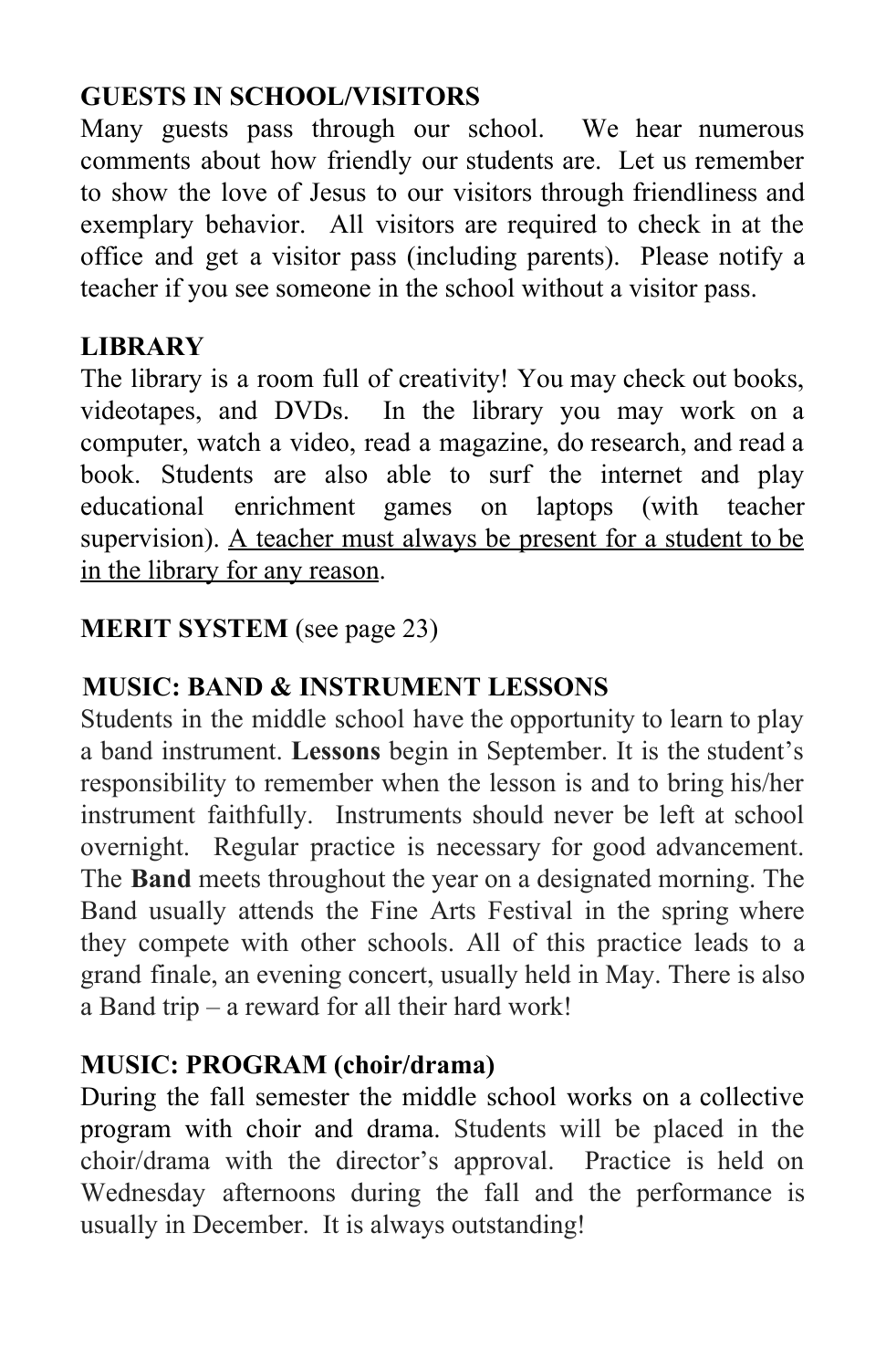## GUESTS IN SCHOOL/VISITORS

Many guests pass through our school. We hear numerous comments about how friendly our students are. Let us remember to show the love of Jesus to our visitors through friendliness and exemplary behavior. All visitors are required to check in at the office and get a visitor pass (including parents). Please notify a teacher if you see someone in the school without a visitor pass.

## LIBRARY

The library is a room full of creativity! You may check out books, videotapes, and DVDs. In the library you may work on a computer, watch a video, read a magazine, do research, and read a book. Students are also able to surf the internet and play educational enrichment games on laptops (with teacher supervision). <u>A teacher must always be present for a student to be in the library for any reason</u>.

## MERIT SYSTEM (see page 23)

## MUSIC: BAND & INSTRUMENT LESSONS

Students in the middle school have the opportunity to learn to play a band instrument. **Lessons** begin in September. It is the student's responsibility to remember when the lesson is and to bring his/her instrument faithfully. Instruments should never be left at school overnight. Regular practice is necessary for good advancement. The **Band** meets throughout the year on a designated morning. The Band usually attends the Fine Arts Festival in the spring where they compete with other schools. All of this practice leads to a grand finale, an evening concert, usually held in May. There is also a Band trip – a reward for all their hard work!

## MUSIC: PROGRAM (choir/drama)

During the fall semester the middle school works on a collective program with choir and drama. Students will be placed in the choir/drama with the director's approval. Practice is held on Wednesday afternoons during the fall and the performance is usually in December. It is always outstanding!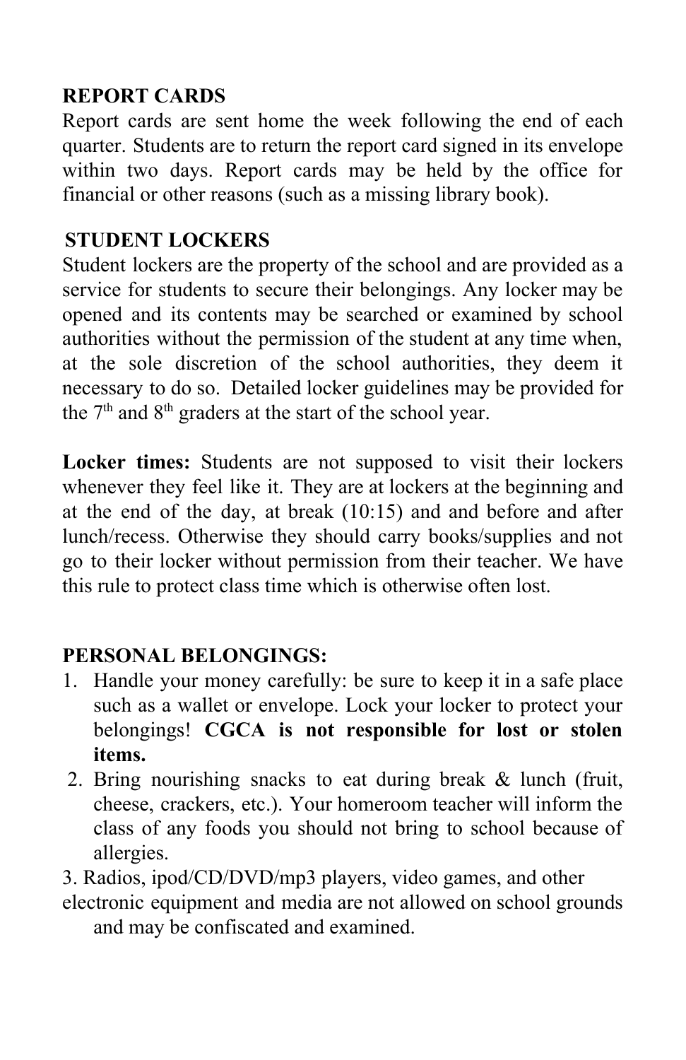## REPORT CARDS

Report cards are sent home the week following the end of each quarter. Students are to return the report card signed in its envelope within two days. Report cards may be held by the office for financial or other reasons (such as a missing library book).

## STUDENT LOCKERS

Student lockers are the property of the school and are provided as a service for students to secure their belongings. Any locker may be opened and its contents may be searched or examined by school authorities without the permission of the student at any time when, at the sole discretion of the school authorities, they deem it necessary to do so. Detailed locker guidelines may be provided for the 7th and 8th graders at the start of the school year.

**Locker times:** Students are not supposed to visit their lockers whenever they feel like it. They are at lockers at the beginning and at the end of the day, at break (10:15) and and before and after lunch/recess. Otherwise they should carry books/supplies and not go to their locker without permission from their teacher. We have this rule to protect class time which is otherwise often lost.

## PERSONAL BELONGINGS:

1. Handle your money carefully: be sure to keep it in a safe place such as a wallet or envelope. Lock your locker to protect your belongings! **CGCA is not responsible for lost or stolen items.**
2. Bring nourishing snacks to eat during break & lunch (fruit, cheese, crackers, etc.). Your homeroom teacher will inform the class of any foods you should not bring to school because of allergies.
3. Radios, ipod/CD/DVD/mp3 players, video games, and other electronic equipment and media are not allowed on school grounds and may be confiscated and examined.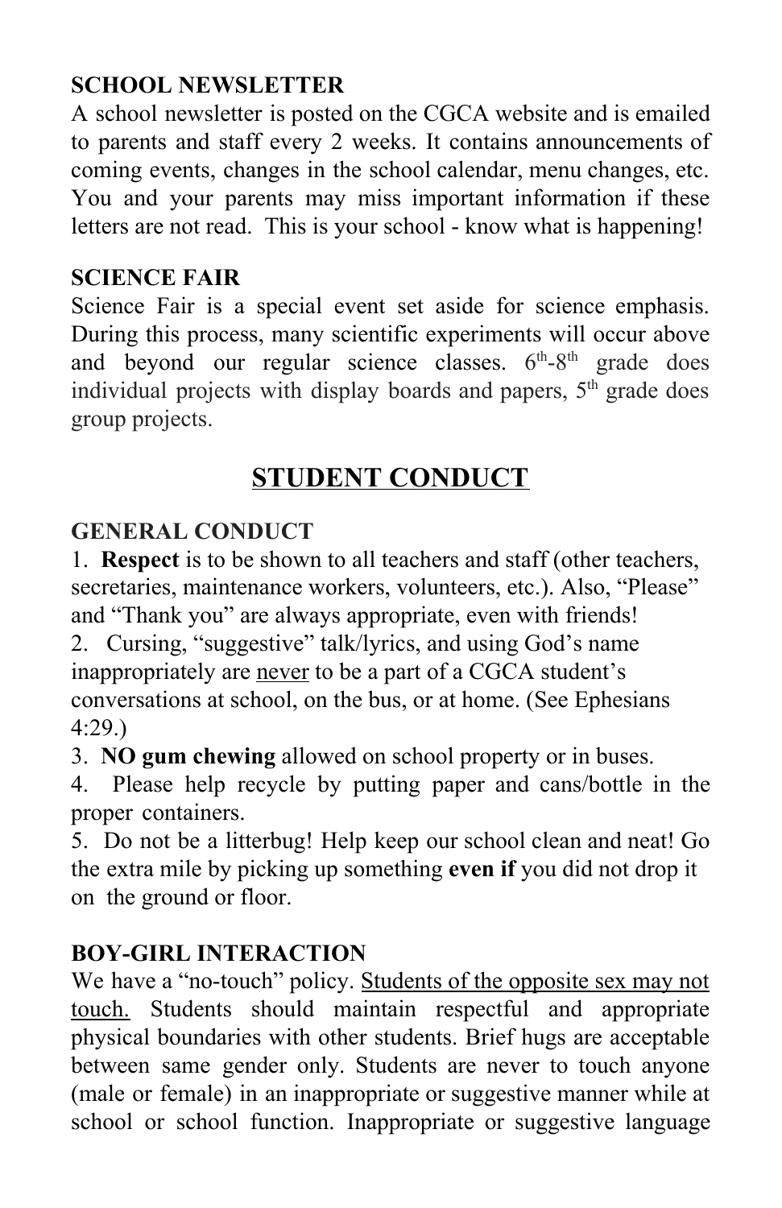**SCHOOL NEWSLETTER**

A school newsletter is posted on the CGCA website and is emailed to parents and staff every 2 weeks. It contains announcements of coming events, changes in the school calendar, menu changes, etc. You and your parents may miss important information if these letters are not read. This is your school - know what is happening!

**SCIENCE FAIR**

Science Fair is a special event set aside for science emphasis. During this process, many scientific experiments will occur above and beyond our regular science classes. 6th-8th grade does individual projects with display boards and papers, 5th grade does group projects.

# STUDENT CONDUCT

**GENERAL CONDUCT**

1. **Respect** is to be shown to all teachers and staff (other teachers, secretaries, maintenance workers, volunteers, etc.). Also, "Please" and "Thank you" are always appropriate, even with friends!
2. Cursing, "suggestive" talk/lyrics, and using God's name inappropriately are <u>never</u> to be a part of a CGCA student's conversations at school, on the bus, or at home. (See Ephesians 4:29.)
3. **NO gum chewing** allowed on school property or in buses.
4. Please help recycle by putting paper and cans/bottle in the proper containers.
5. Do not be a litterbug! Help keep our school clean and neat! Go the extra mile by picking up something **even if** you did not drop it on the ground or floor.

**BOY-GIRL INTERACTION**

We have a "no-touch" policy. <u>Students of the opposite sex may not touch.</u> Students should maintain respectful and appropriate physical boundaries with other students. Brief hugs are acceptable between same gender only. Students are never to touch anyone (male or female) in an inappropriate or suggestive manner while at school or school function. Inappropriate or suggestive language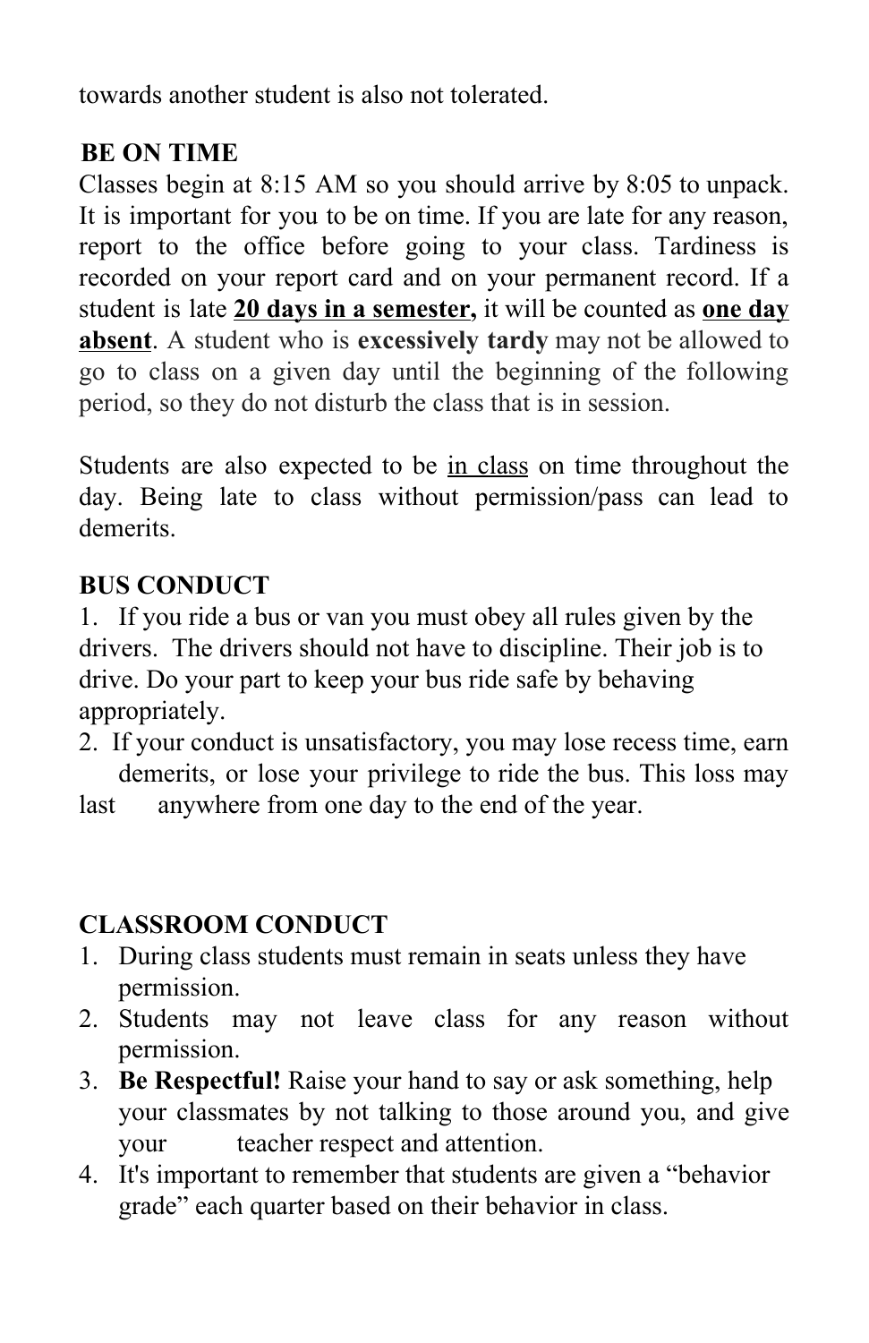towards another student is also not tolerated.

## BE ON TIME

Classes begin at 8:15 AM so you should arrive by 8:05 to unpack. It is important for you to be on time. If you are late for any reason, report to the office before going to your class. Tardiness is recorded on your report card and on your permanent record. If a student is late **<u>20 days in a semester,</u>** it will be counted as **<u>one day absent</u>**. A student who is **excessively tardy** may not be allowed to go to class on a given day until the beginning of the following period, so they do not disturb the class that is in session.

Students are also expected to be <u>in class</u> on time throughout the day. Being late to class without permission/pass can lead to demerits.

## BUS CONDUCT

1. If you ride a bus or van you must obey all rules given by the drivers. The drivers should not have to discipline. Their job is to drive. Do your part to keep your bus ride safe by behaving appropriately.
2. If your conduct is unsatisfactory, you may lose recess time, earn demerits, or lose your privilege to ride the bus. This loss may last anywhere from one day to the end of the year.

## CLASSROOM CONDUCT

1. During class students must remain in seats unless they have permission.
2. Students may not leave class for any reason without permission.
3. **Be Respectful!** Raise your hand to say or ask something, help your classmates by not talking to those around you, and give your teacher respect and attention.
4. It's important to remember that students are given a "behavior grade" each quarter based on their behavior in class.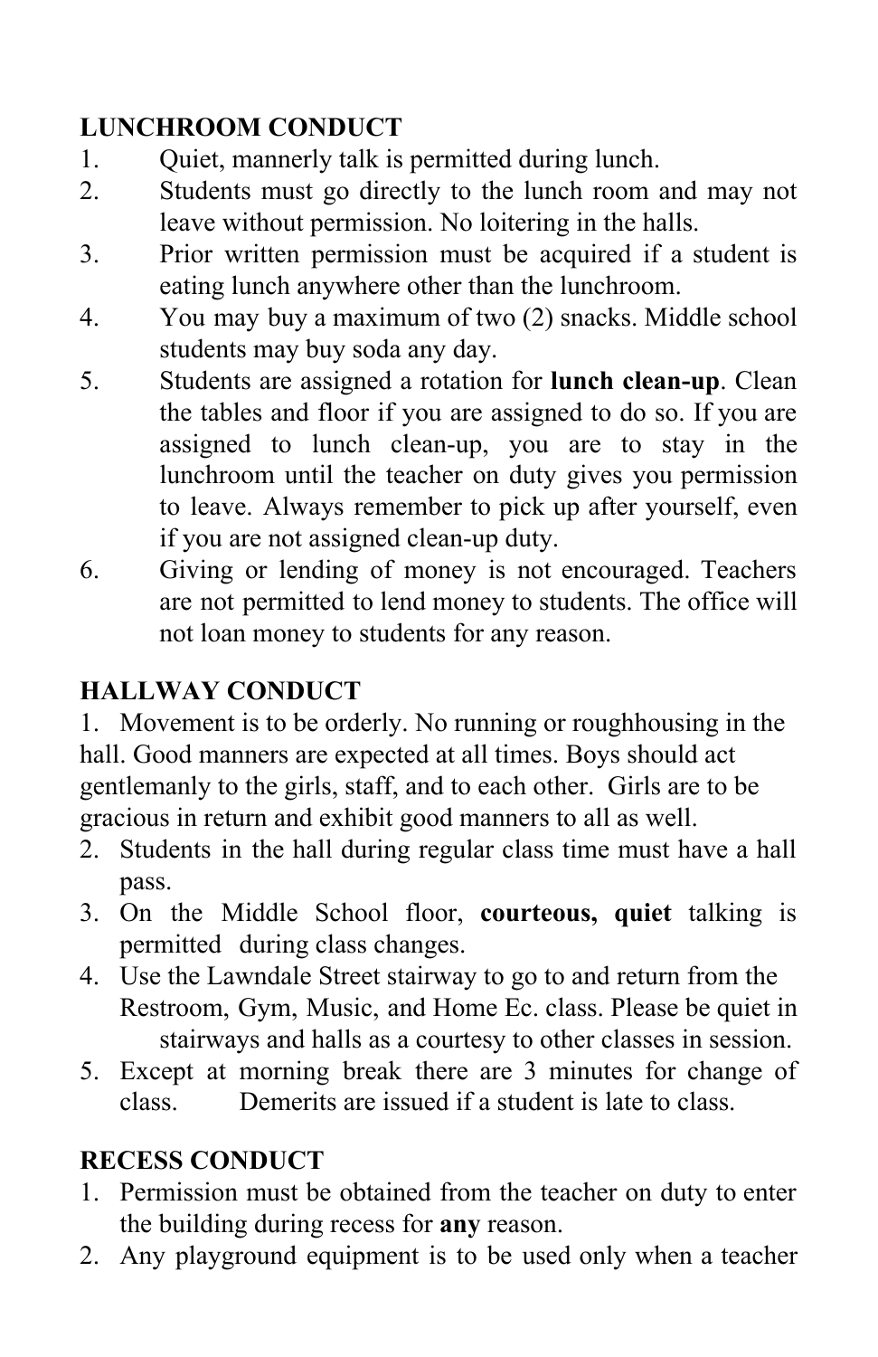**LUNCHROOM CONDUCT**

1. Quiet, mannerly talk is permitted during lunch.
2. Students must go directly to the lunch room and may not leave without permission. No loitering in the halls.
3. Prior written permission must be acquired if a student is eating lunch anywhere other than the lunchroom.
4. You may buy a maximum of two (2) snacks. Middle school students may buy soda any day.
5. Students are assigned a rotation for **lunch clean-up**. Clean the tables and floor if you are assigned to do so. If you are assigned to lunch clean-up, you are to stay in the lunchroom until the teacher on duty gives you permission to leave. Always remember to pick up after yourself, even if you are not assigned clean-up duty.
6. Giving or lending of money is not encouraged. Teachers are not permitted to lend money to students. The office will not loan money to students for any reason.

**HALLWAY CONDUCT**

1. Movement is to be orderly. No running or roughhousing in the hall. Good manners are expected at all times. Boys should act gentlemanly to the girls, staff, and to each other. Girls are to be gracious in return and exhibit good manners to all as well.
2. Students in the hall during regular class time must have a hall pass.
3. On the Middle School floor, **courteous, quiet** talking is permitted during class changes.
4. Use the Lawndale Street stairway to go to and return from the Restroom, Gym, Music, and Home Ec. class. Please be quiet in stairways and halls as a courtesy to other classes in session.
5. Except at morning break there are 3 minutes for change of class. Demerits are issued if a student is late to class.

**RECESS CONDUCT**

1. Permission must be obtained from the teacher on duty to enter the building during recess for **any** reason.
2. Any playground equipment is to be used only when a teacher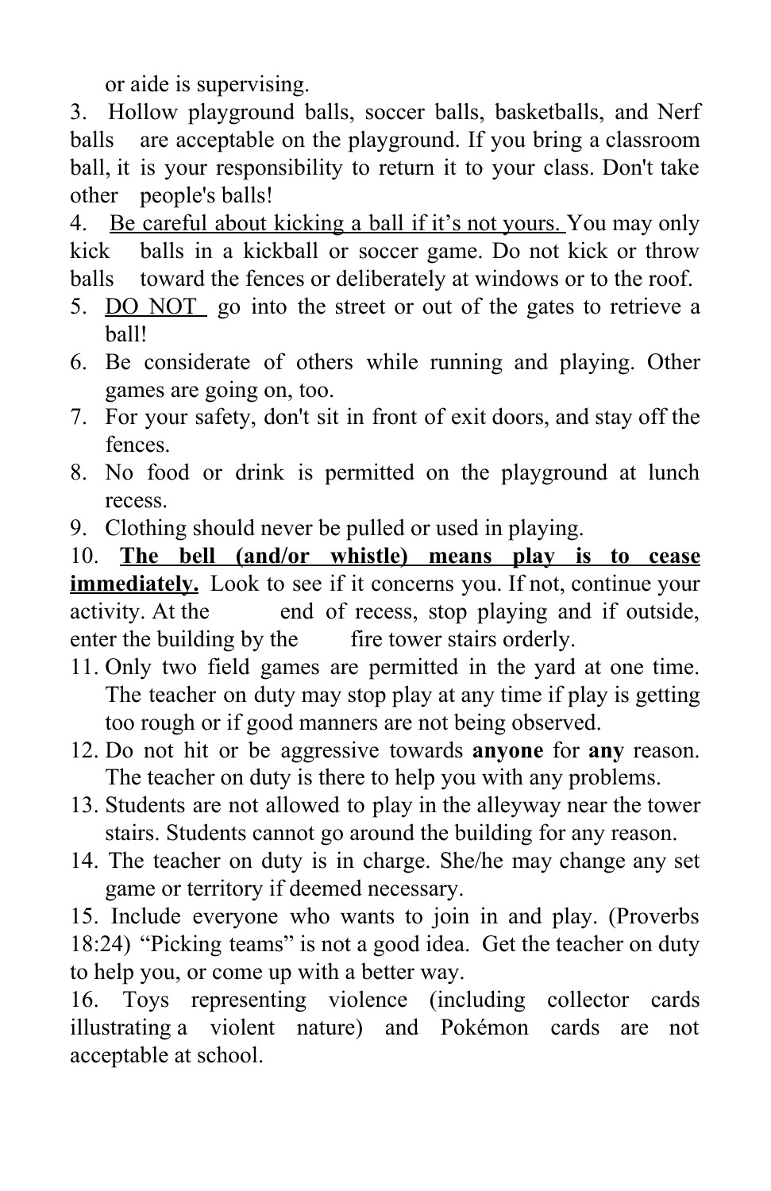or aide is supervising.

3. Hollow playground balls, soccer balls, basketballs, and Nerf balls are acceptable on the playground. If you bring a classroom ball, it is your responsibility to return it to your class. Don't take other people's balls!

4. <u>Be careful about kicking a ball if it's not yours.</u> You may only kick balls in a kickball or soccer game. Do not kick or throw balls toward the fences or deliberately at windows or to the roof.

5. <u>DO NOT</u> go into the street or out of the gates to retrieve a ball!

6. Be considerate of others while running and playing. Other games are going on, too.

7. For your safety, don't sit in front of exit doors, and stay off the fences.

8. No food or drink is permitted on the playground at lunch recess.

9. Clothing should never be pulled or used in playing.

10. **<u>The bell (and/or whistle) means play is to cease immediately.</u>** Look to see if it concerns you. If not, continue your activity. At the end of recess, stop playing and if outside, enter the building by the fire tower stairs orderly.

11. Only two field games are permitted in the yard at one time. The teacher on duty may stop play at any time if play is getting too rough or if good manners are not being observed.

12. Do not hit or be aggressive towards **anyone** for **any** reason. The teacher on duty is there to help you with any problems.

13. Students are not allowed to play in the alleyway near the tower stairs. Students cannot go around the building for any reason.

14. The teacher on duty is in charge. She/he may change any set game or territory if deemed necessary.

15. Include everyone who wants to join in and play. (Proverbs 18:24) "Picking teams" is not a good idea. Get the teacher on duty to help you, or come up with a better way.

16. Toys representing violence (including collector cards illustrating a violent nature) and Pokémon cards are not acceptable at school.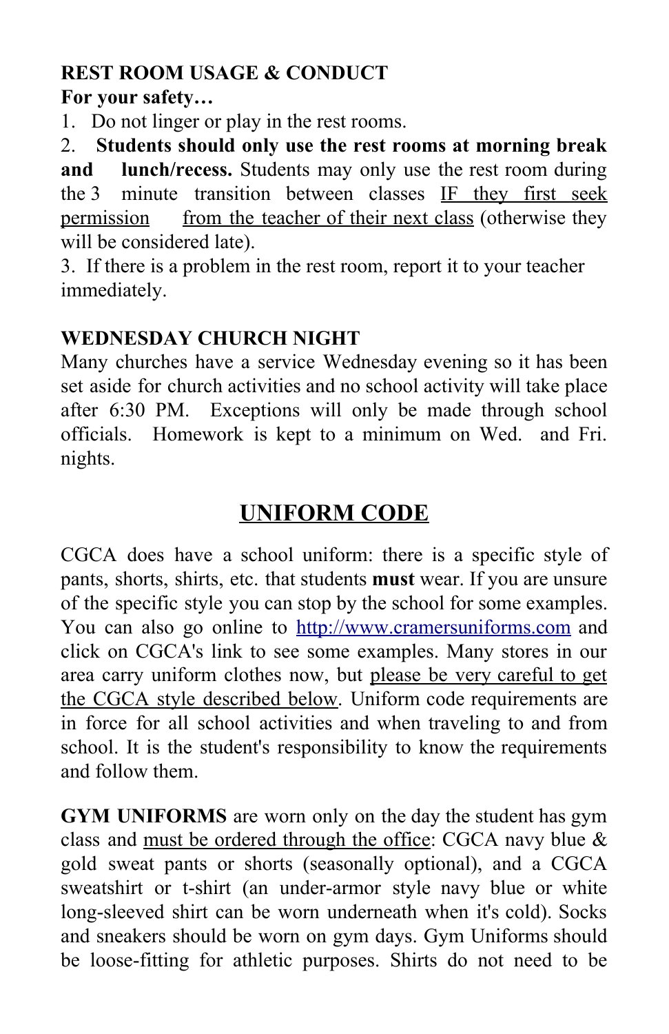**REST ROOM USAGE & CONDUCT**

**For your safety…**

1. Do not linger or play in the rest rooms.
2. **Students should only use the rest rooms at morning break and lunch/recess.** Students may only use the rest room during the 3 minute transition between classes IF they first seek permission from the teacher of their next class (otherwise they will be considered late).
3. If there is a problem in the rest room, report it to your teacher immediately.

**WEDNESDAY CHURCH NIGHT**

Many churches have a service Wednesday evening so it has been set aside for church activities and no school activity will take place after 6:30 PM. Exceptions will only be made through school officials. Homework is kept to a minimum on Wed. and Fri. nights.

## UNIFORM CODE

CGCA does have a school uniform: there is a specific style of pants, shorts, shirts, etc. that students **must** wear. If you are unsure of the specific style you can stop by the school for some examples. You can also go online to http://www.cramersuniforms.com and click on CGCA's link to see some examples. Many stores in our area carry uniform clothes now, but please be very careful to get the CGCA style described below. Uniform code requirements are in force for all school activities and when traveling to and from school. It is the student's responsibility to know the requirements and follow them.

**GYM UNIFORMS** are worn only on the day the student has gym class and must be ordered through the office: CGCA navy blue & gold sweat pants or shorts (seasonally optional), and a CGCA sweatshirt or t-shirt (an under-armor style navy blue or white long-sleeved shirt can be worn underneath when it's cold). Socks and sneakers should be worn on gym days. Gym Uniforms should be loose-fitting for athletic purposes. Shirts do not need to be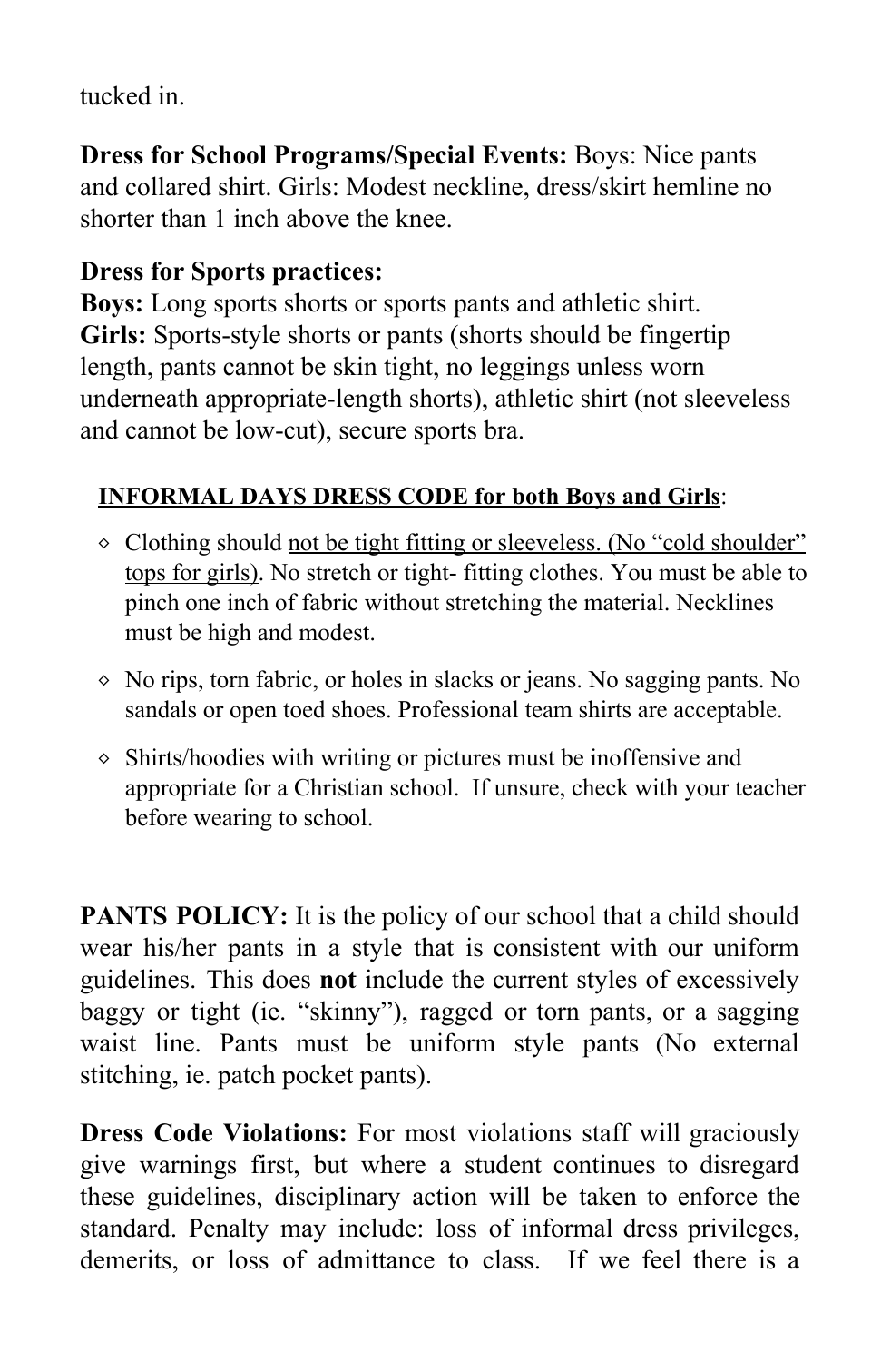tucked in.

**Dress for School Programs/Special Events:** Boys: Nice pants and collared shirt. Girls: Modest neckline, dress/skirt hemline no shorter than 1 inch above the knee.

**Dress for Sports practices:**
**Boys:** Long sports shorts or sports pants and athletic shirt.
**Girls:** Sports-style shorts or pants (shorts should be fingertip length, pants cannot be skin tight, no leggings unless worn underneath appropriate-length shorts), athletic shirt (not sleeveless and cannot be low-cut), secure sports bra.

**<u>INFORMAL DAYS DRESS CODE for both Boys and Girls</u>**:

- Clothing should <u>not be tight fitting or sleeveless. (No "cold shoulder" tops for girls)</u>. No stretch or tight- fitting clothes. You must be able to pinch one inch of fabric without stretching the material. Necklines must be high and modest.
- No rips, torn fabric, or holes in slacks or jeans. No sagging pants. No sandals or open toed shoes. Professional team shirts are acceptable.
- Shirts/hoodies with writing or pictures must be inoffensive and appropriate for a Christian school. If unsure, check with your teacher before wearing to school.

**PANTS POLICY:** It is the policy of our school that a child should wear his/her pants in a style that is consistent with our uniform guidelines. This does **not** include the current styles of excessively baggy or tight (ie. "skinny"), ragged or torn pants, or a sagging waist line. Pants must be uniform style pants (No external stitching, ie. patch pocket pants).

**Dress Code Violations:** For most violations staff will graciously give warnings first, but where a student continues to disregard these guidelines, disciplinary action will be taken to enforce the standard. Penalty may include: loss of informal dress privileges, demerits, or loss of admittance to class. If we feel there is a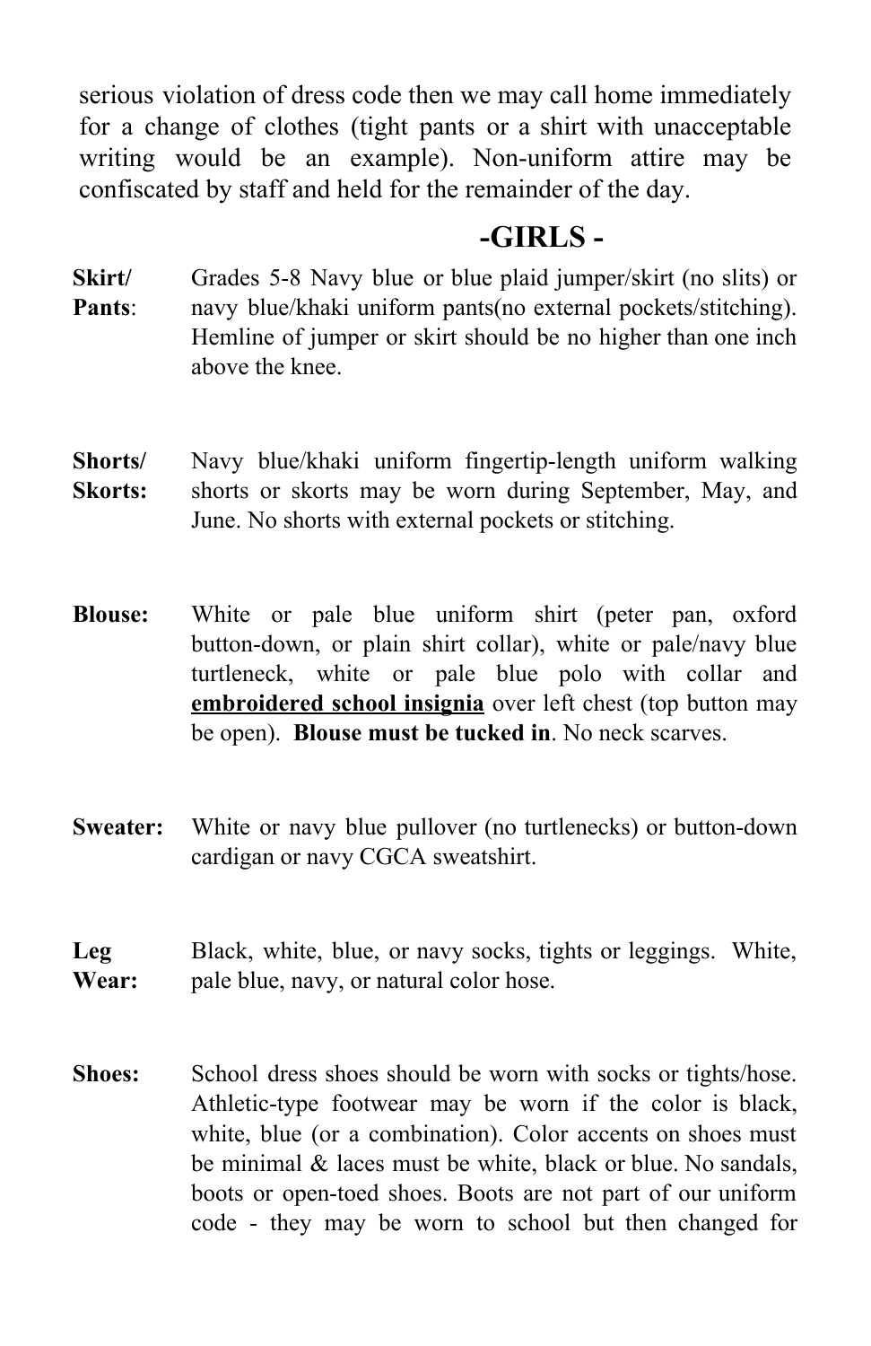serious violation of dress code then we may call home immediately for a change of clothes (tight pants or a shirt with unacceptable writing would be an example). Non-uniform attire may be confiscated by staff and held for the remainder of the day.

## -GIRLS -

**Skirt/ Pants**: Grades 5-8 Navy blue or blue plaid jumper/skirt (no slits) or navy blue/khaki uniform pants(no external pockets/stitching). Hemline of jumper or skirt should be no higher than one inch above the knee.

**Shorts/ Skorts:** Navy blue/khaki uniform fingertip-length uniform walking shorts or skorts may be worn during September, May, and June. No shorts with external pockets or stitching.

**Blouse:** White or pale blue uniform shirt (peter pan, oxford button-down, or plain shirt collar), white or pale/navy blue turtleneck, white or pale blue polo with collar and **embroidered school insignia** over left chest (top button may be open). **Blouse must be tucked in**. No neck scarves.

**Sweater:** White or navy blue pullover (no turtlenecks) or button-down cardigan or navy CGCA sweatshirt.

**Leg Wear:** Black, white, blue, or navy socks, tights or leggings. White, pale blue, navy, or natural color hose.

**Shoes:** School dress shoes should be worn with socks or tights/hose. Athletic-type footwear may be worn if the color is black, white, blue (or a combination). Color accents on shoes must be minimal & laces must be white, black or blue. No sandals, boots or open-toed shoes. Boots are not part of our uniform code - they may be worn to school but then changed for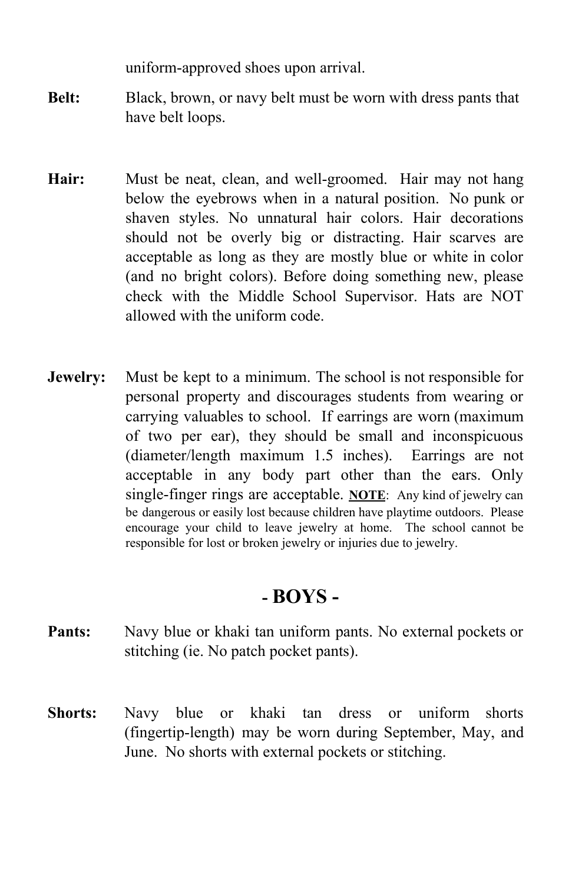uniform-approved shoes upon arrival.

**Belt:** Black, brown, or navy belt must be worn with dress pants that have belt loops.

**Hair:** Must be neat, clean, and well-groomed. Hair may not hang below the eyebrows when in a natural position. No punk or shaven styles. No unnatural hair colors. Hair decorations should not be overly big or distracting. Hair scarves are acceptable as long as they are mostly blue or white in color (and no bright colors). Before doing something new, please check with the Middle School Supervisor. Hats are NOT allowed with the uniform code.

**Jewelry:** Must be kept to a minimum. The school is not responsible for personal property and discourages students from wearing or carrying valuables to school. If earrings are worn (maximum of two per ear), they should be small and inconspicuous (diameter/length maximum 1.5 inches). Earrings are not acceptable in any body part other than the ears. Only single-finger rings are acceptable. **NOTE**: Any kind of jewelry can be dangerous or easily lost because children have playtime outdoors. Please encourage your child to leave jewelry at home. The school cannot be responsible for lost or broken jewelry or injuries due to jewelry.

## - BOYS -

**Pants:** Navy blue or khaki tan uniform pants. No external pockets or stitching (ie. No patch pocket pants).

**Shorts:** Navy blue or khaki tan dress or uniform shorts (fingertip-length) may be worn during September, May, and June. No shorts with external pockets or stitching.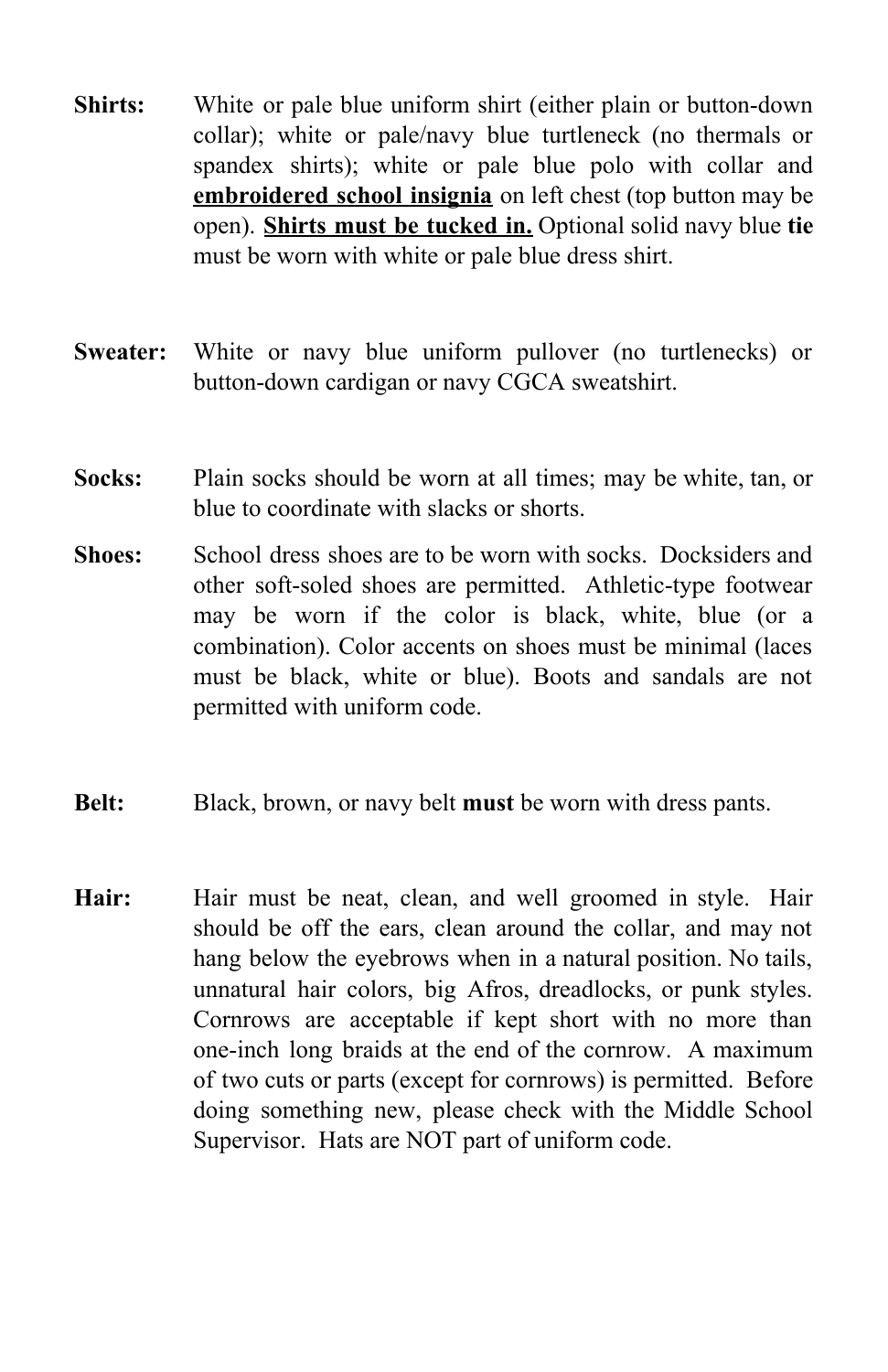**Shirts:** White or pale blue uniform shirt (either plain or button-down collar); white or pale/navy blue turtleneck (no thermals or spandex shirts); white or pale blue polo with collar and **embroidered school insignia** on left chest (top button may be open). **Shirts must be tucked in.** Optional solid navy blue **tie** must be worn with white or pale blue dress shirt.

**Sweater:** White or navy blue uniform pullover (no turtlenecks) or button-down cardigan or navy CGCA sweatshirt.

**Socks:** Plain socks should be worn at all times; may be white, tan, or blue to coordinate with slacks or shorts.

**Shoes:** School dress shoes are to be worn with socks. Docksiders and other soft-soled shoes are permitted. Athletic-type footwear may be worn if the color is black, white, blue (or a combination). Color accents on shoes must be minimal (laces must be black, white or blue). Boots and sandals are not permitted with uniform code.

**Belt:** Black, brown, or navy belt **must** be worn with dress pants.

**Hair:** Hair must be neat, clean, and well groomed in style. Hair should be off the ears, clean around the collar, and may not hang below the eyebrows when in a natural position. No tails, unnatural hair colors, big Afros, dreadlocks, or punk styles. Cornrows are acceptable if kept short with no more than one-inch long braids at the end of the cornrow. A maximum of two cuts or parts (except for cornrows) is permitted. Before doing something new, please check with the Middle School Supervisor. Hats are NOT part of uniform code.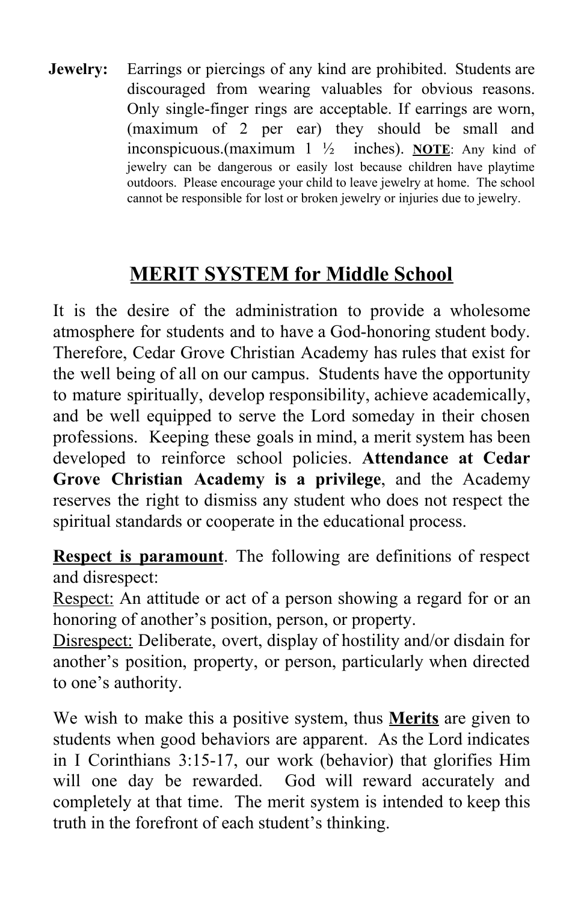**Jewelry:** Earrings or piercings of any kind are prohibited. Students are discouraged from wearing valuables for obvious reasons. Only single-finger rings are acceptable. If earrings are worn, (maximum of 2 per ear) they should be small and inconspicuous.(maximum 1 ½ inches). **NOTE**: Any kind of jewelry can be dangerous or easily lost because children have playtime outdoors. Please encourage your child to leave jewelry at home. The school cannot be responsible for lost or broken jewelry or injuries due to jewelry.

## MERIT SYSTEM for Middle School

It is the desire of the administration to provide a wholesome atmosphere for students and to have a God-honoring student body. Therefore, Cedar Grove Christian Academy has rules that exist for the well being of all on our campus. Students have the opportunity to mature spiritually, develop responsibility, achieve academically, and be well equipped to serve the Lord someday in their chosen professions. Keeping these goals in mind, a merit system has been developed to reinforce school policies. **Attendance at Cedar Grove Christian Academy is a privilege**, and the Academy reserves the right to dismiss any student who does not respect the spiritual standards or cooperate in the educational process.

**Respect is paramount**. The following are definitions of respect and disrespect:
Respect: An attitude or act of a person showing a regard for or an honoring of another's position, person, or property.
Disrespect: Deliberate, overt, display of hostility and/or disdain for another's position, property, or person, particularly when directed to one's authority.

We wish to make this a positive system, thus **Merits** are given to students when good behaviors are apparent. As the Lord indicates in I Corinthians 3:15-17, our work (behavior) that glorifies Him will one day be rewarded. God will reward accurately and completely at that time. The merit system is intended to keep this truth in the forefront of each student's thinking.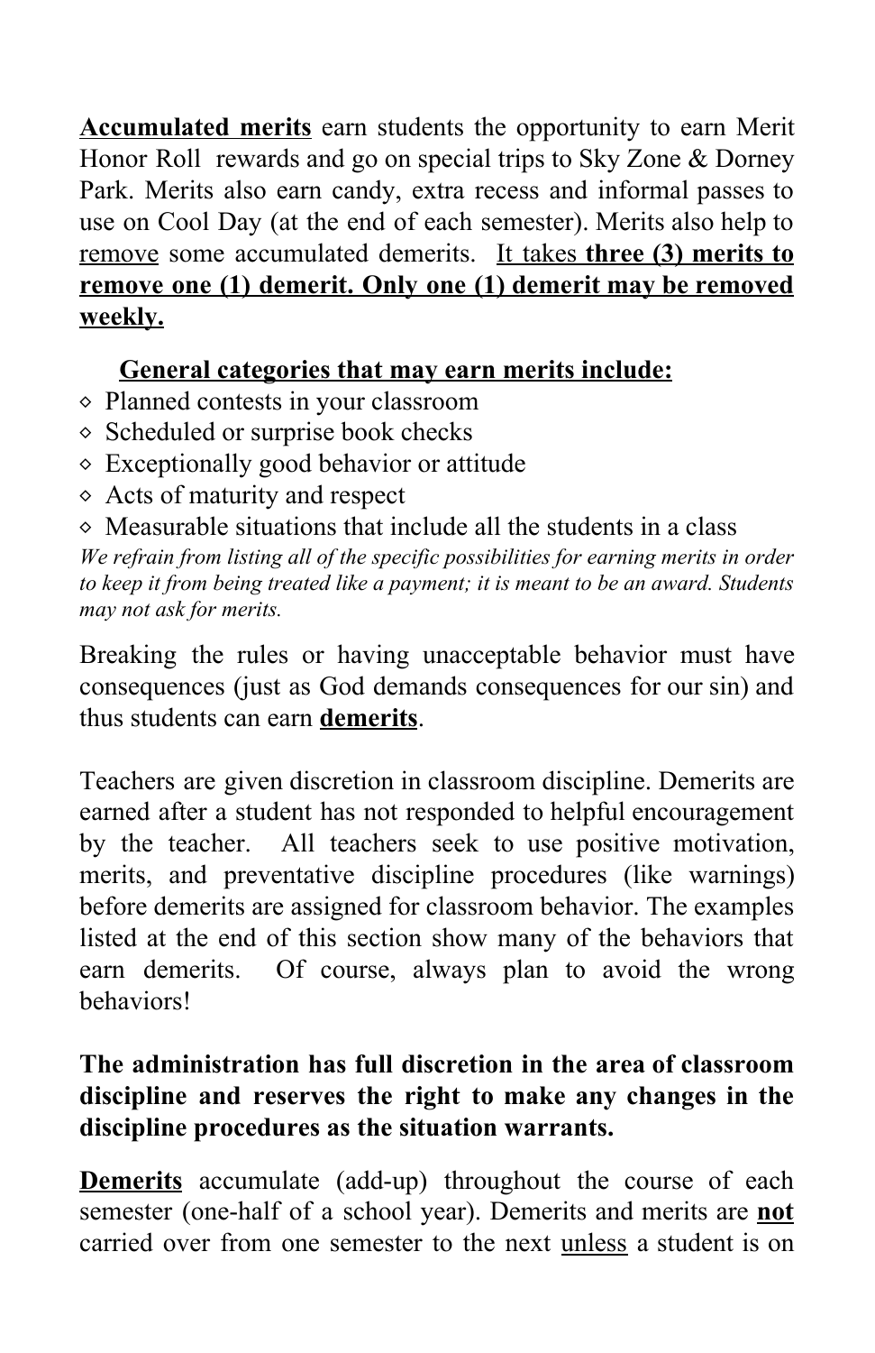**<u>Accumulated merits</u>** earn students the opportunity to earn Merit Honor Roll rewards and go on special trips to Sky Zone & Dorney Park. Merits also earn candy, extra recess and informal passes to use on Cool Day (at the end of each semester). Merits also help to <u>remove</u> some accumulated demerits. <u>It takes **three (3) merits to remove one (1) demerit. Only one (1) demerit may be removed weekly.**</u>

**<u>General categories that may earn merits include:</u>**

- Planned contests in your classroom
- Scheduled or surprise book checks
- Exceptionally good behavior or attitude
- Acts of maturity and respect
- Measurable situations that include all the students in a class

*We refrain from listing all of the specific possibilities for earning merits in order to keep it from being treated like a payment; it is meant to be an award. Students may not ask for merits.*

Breaking the rules or having unacceptable behavior must have consequences (just as God demands consequences for our sin) and thus students can earn **<u>demerits</u>**.

Teachers are given discretion in classroom discipline. Demerits are earned after a student has not responded to helpful encouragement by the teacher. All teachers seek to use positive motivation, merits, and preventative discipline procedures (like warnings) before demerits are assigned for classroom behavior. The examples listed at the end of this section show many of the behaviors that earn demerits. Of course, always plan to avoid the wrong behaviors!

**The administration has full discretion in the area of classroom discipline and reserves the right to make any changes in the discipline procedures as the situation warrants.**

**<u>Demerits</u>** accumulate (add-up) throughout the course of each semester (one-half of a school year). Demerits and merits are **<u>not</u>** carried over from one semester to the next <u>unless</u> a student is on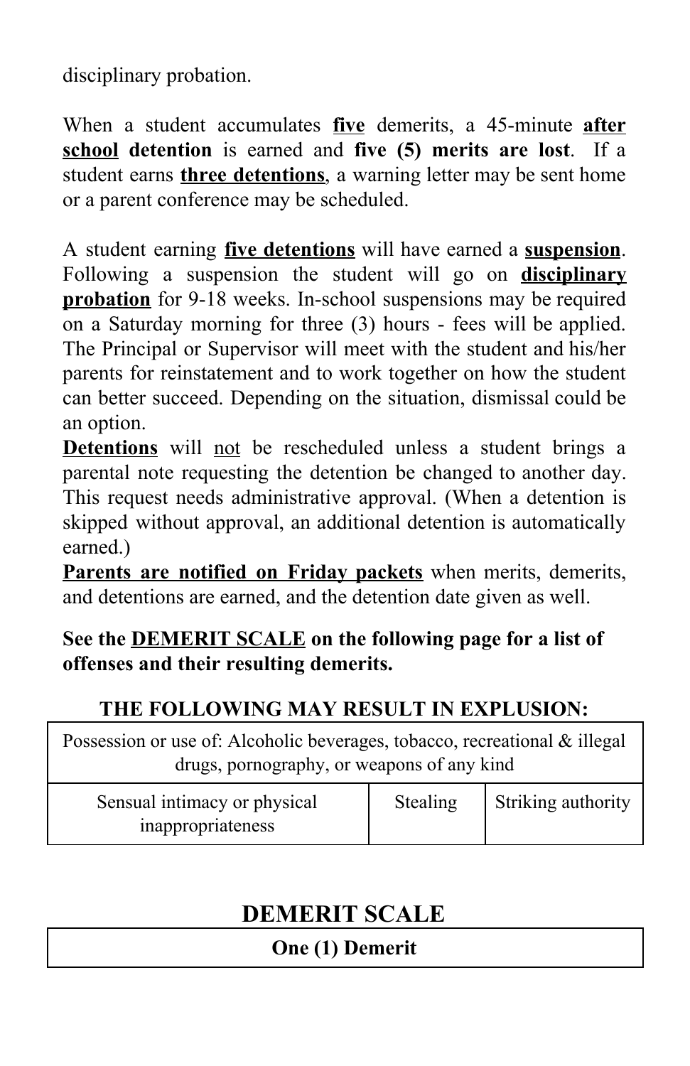disciplinary probation.

When a student accumulates **five** demerits, a 45-minute **after school detention** is earned and **five (5) merits are lost**. If a student earns **three detentions**, a warning letter may be sent home or a parent conference may be scheduled.

A student earning **five detentions** will have earned a **suspension**. Following a suspension the student will go on **disciplinary probation** for 9-18 weeks. In-school suspensions may be required on a Saturday morning for three (3) hours - fees will be applied. The Principal or Supervisor will meet with the student and his/her parents for reinstatement and to work together on how the student can better succeed. Depending on the situation, dismissal could be an option.

**Detentions** will not be rescheduled unless a student brings a parental note requesting the detention be changed to another day. This request needs administrative approval. (When a detention is skipped without approval, an additional detention is automatically earned.)

**Parents are notified on Friday packets** when merits, demerits, and detentions are earned, and the detention date given as well.

**See the DEMERIT SCALE on the following page for a list of offenses and their resulting demerits.**

**THE FOLLOWING MAY RESULT IN EXPLUSION:**

| | | |
|---|---|---|
| Possession or use of: Alcoholic beverages, tobacco, recreational & illegal drugs, pornography, or weapons of any kind | | |
| Sensual intimacy or physical inappropriateness | Stealing | Striking authority |

## DEMERIT SCALE

| One (1) Demerit |
|---|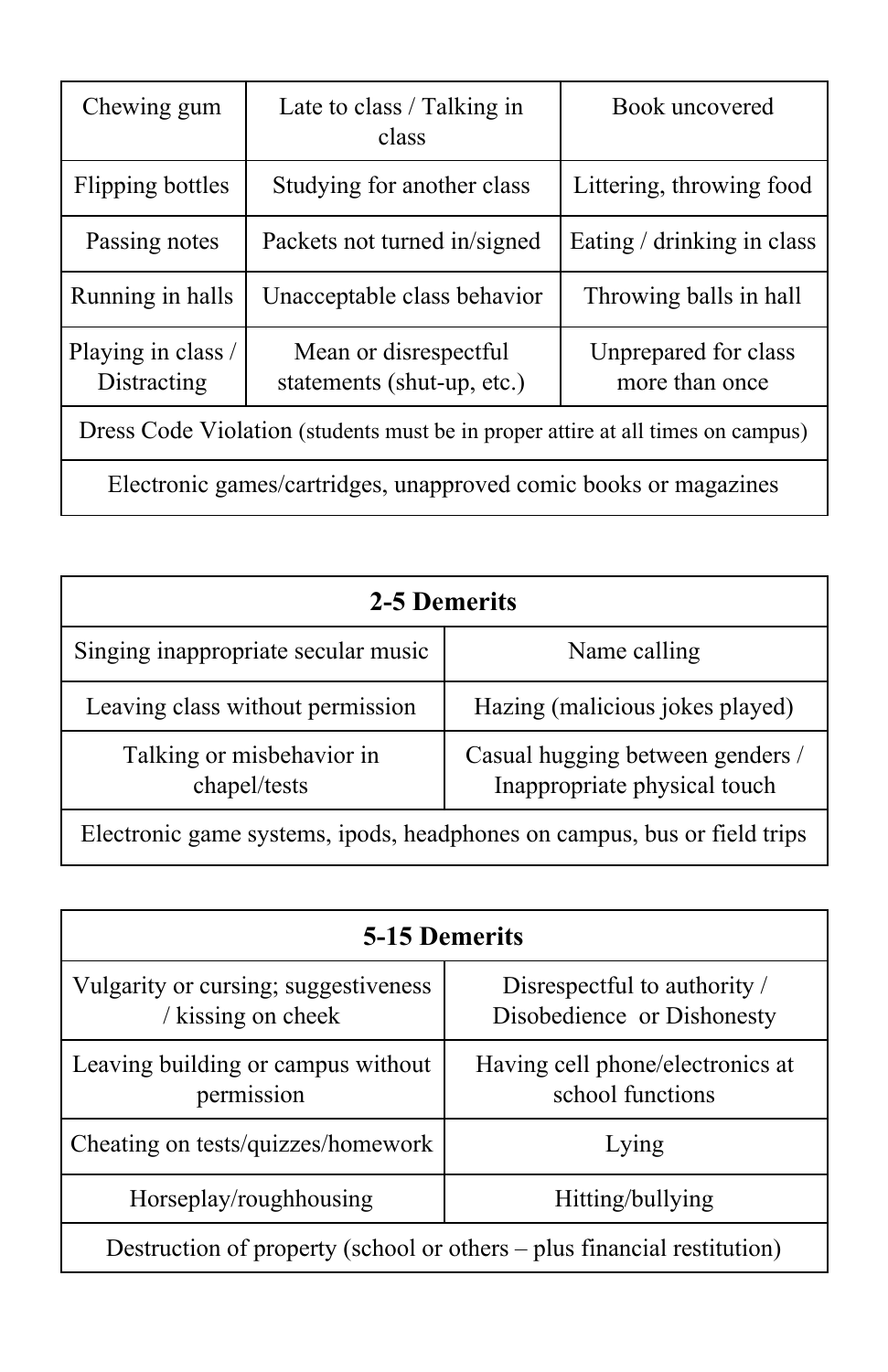| | | |
|---|---|---|
| Chewing gum | Late to class / Talking in class | Book uncovered |
| Flipping bottles | Studying for another class | Littering, throwing food |
| Passing notes | Packets not turned in/signed | Eating / drinking in class |
| Running in halls | Unacceptable class behavior | Throwing balls in hall |
| Playing in class / Distracting | Mean or disrespectful statements (shut-up, etc.) | Unprepared for class more than once |
| Dress Code Violation (students must be in proper attire at all times on campus) | | |
| Electronic games/cartridges, unapproved comic books or magazines | | |

| **2-5 Demerits** | |
|---|---|
| Singing inappropriate secular music | Name calling |
| Leaving class without permission | Hazing (malicious jokes played) |
| Talking or misbehavior in chapel/tests | Casual hugging between genders / Inappropriate physical touch |
| Electronic game systems, ipods, headphones on campus, bus or field trips | |

| **5-15 Demerits** | |
|---|---|
| Vulgarity or cursing; suggestiveness / kissing on cheek | Disrespectful to authority / Disobedience or Dishonesty |
| Leaving building or campus without permission | Having cell phone/electronics at school functions |
| Cheating on tests/quizzes/homework | Lying |
| Horseplay/roughhousing | Hitting/bullying |
| Destruction of property (school or others – plus financial restitution) | |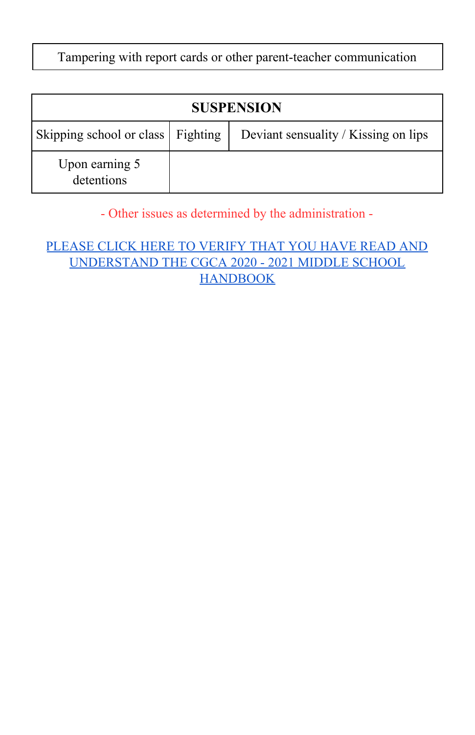| |
|---|
| Tampering with report cards or other parent-teacher communication |

| SUSPENSION | | |
|---|---|---|
| Skipping school or class | Fighting | Deviant sensuality / Kissing on lips |
| Upon earning 5 detentions | | |

- Other issues as determined by the administration -

PLEASE CLICK HERE TO VERIFY THAT YOU HAVE READ AND UNDERSTAND THE CGCA 2020 - 2021 MIDDLE SCHOOL HANDBOOK